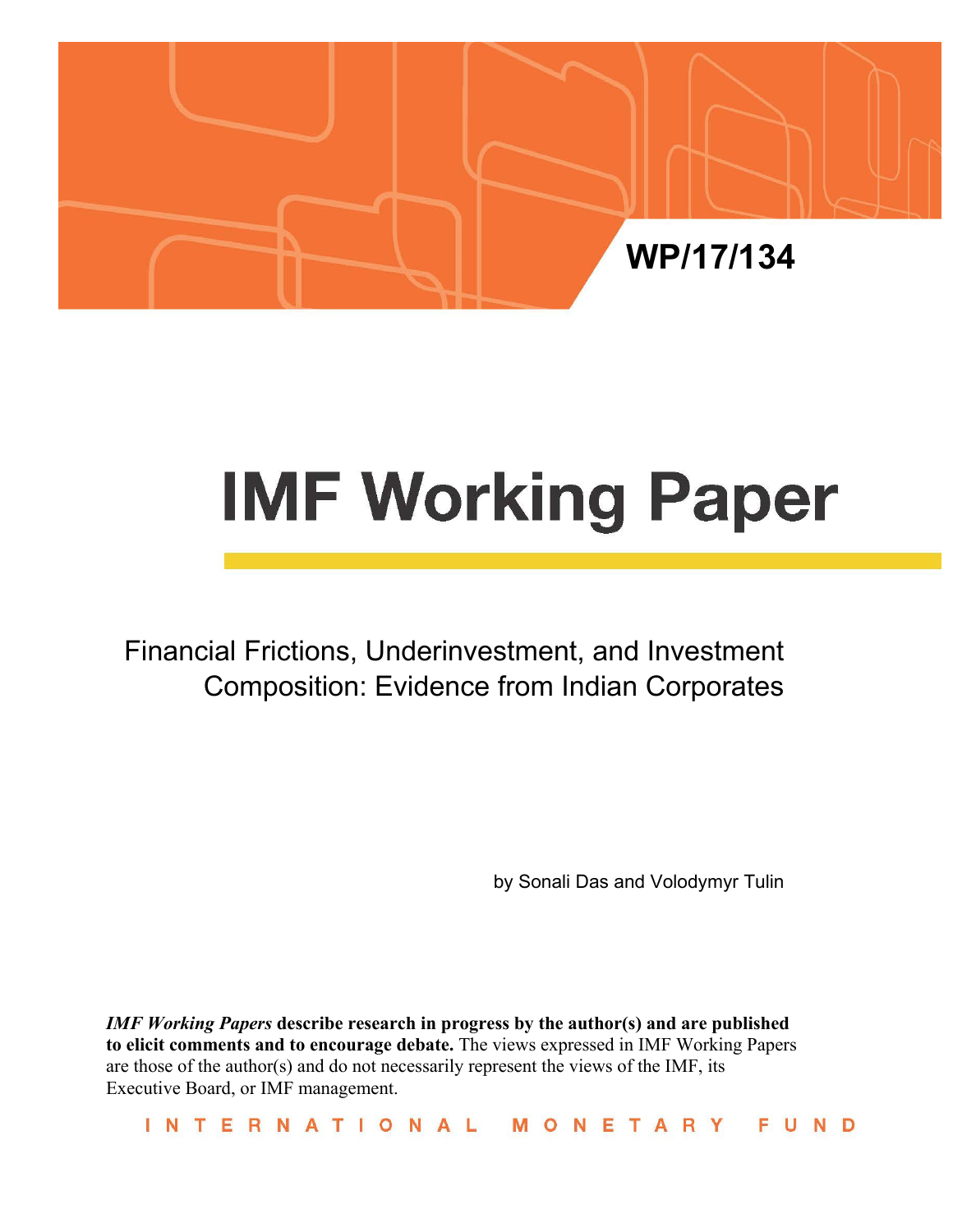WP/17/134

# IMF Working Paper

## Financial Frictions, Underinvestment, and Investment Composition: Evidence from Indian Corporates

by Sonali Das and Volodymyr Tulin

***IMF Working Papers* describe research in progress by the author(s) and are published to elicit comments and to encourage debate.** The views expressed in IMF Working Papers are those of the author(s) and do not necessarily represent the views of the IMF, its Executive Board, or IMF management.

INTERNATIONAL MONETARY FUND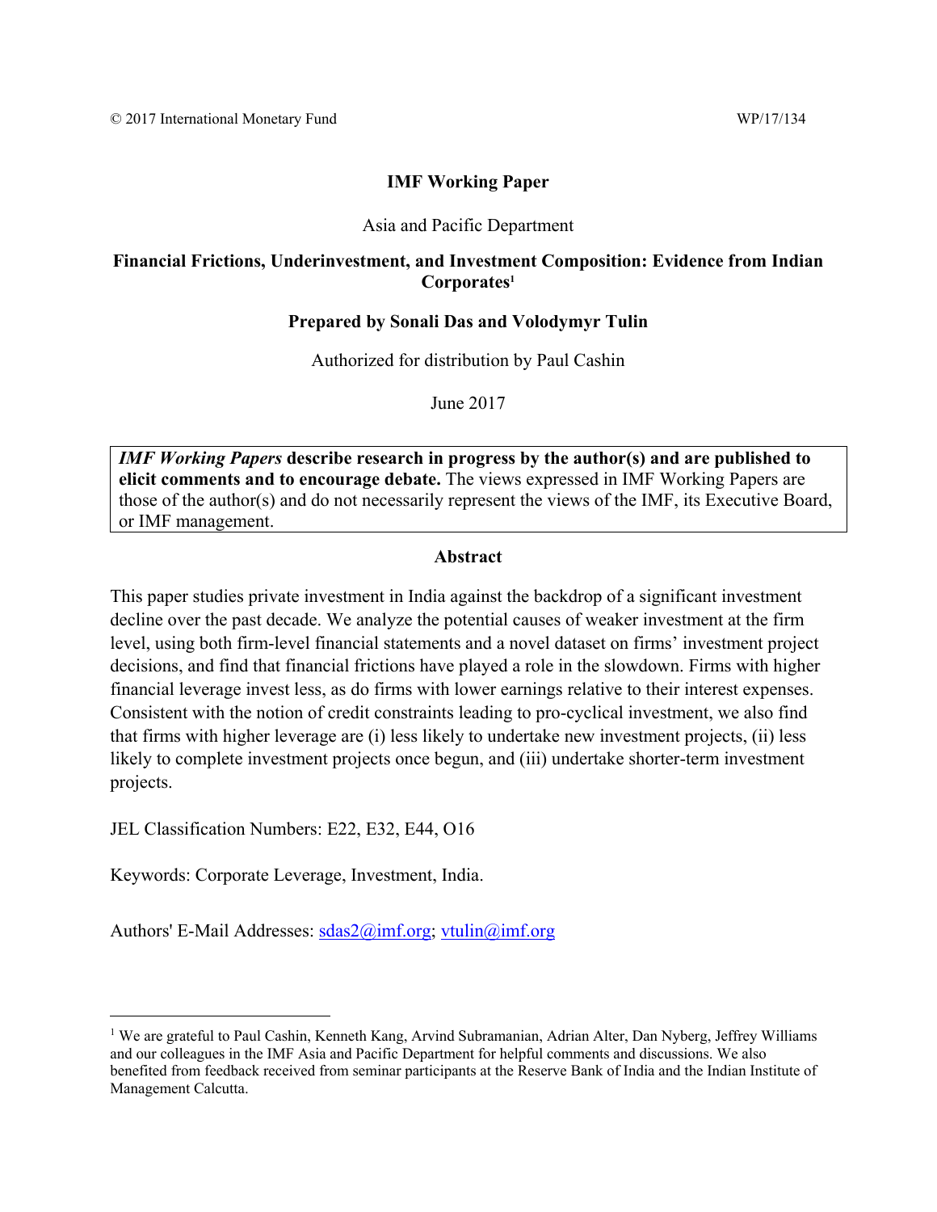© 2017 International Monetary Fund WP/17/134

**IMF Working Paper**

Asia and Pacific Department

**Financial Frictions, Underinvestment, and Investment Composition: Evidence from Indian Corporates**[1]

**Prepared by Sonali Das and Volodymyr Tulin**

Authorized for distribution by Paul Cashin

June 2017

> ***IMF Working Papers* describe research in progress by the author(s) and are published to elicit comments and to encourage debate.** The views expressed in IMF Working Papers are those of the author(s) and do not necessarily represent the views of the IMF, its Executive Board, or IMF management.

**Abstract**

This paper studies private investment in India against the backdrop of a significant investment decline over the past decade. We analyze the potential causes of weaker investment at the firm level, using both firm-level financial statements and a novel dataset on firms' investment project decisions, and find that financial frictions have played a role in the slowdown. Firms with higher financial leverage invest less, as do firms with lower earnings relative to their interest expenses. Consistent with the notion of credit constraints leading to pro-cyclical investment, we also find that firms with higher leverage are (i) less likely to undertake new investment projects, (ii) less likely to complete investment projects once begun, and (iii) undertake shorter-term investment projects.

JEL Classification Numbers: E22, E32, E44, O16

Keywords: Corporate Leverage, Investment, India.

Authors' E-Mail Addresses: sdas2@imf.org; vtulin@imf.org

[1] We are grateful to Paul Cashin, Kenneth Kang, Arvind Subramanian, Adrian Alter, Dan Nyberg, Jeffrey Williams and our colleagues in the IMF Asia and Pacific Department for helpful comments and discussions. We also benefited from feedback received from seminar participants at the Reserve Bank of India and the Indian Institute of Management Calcutta.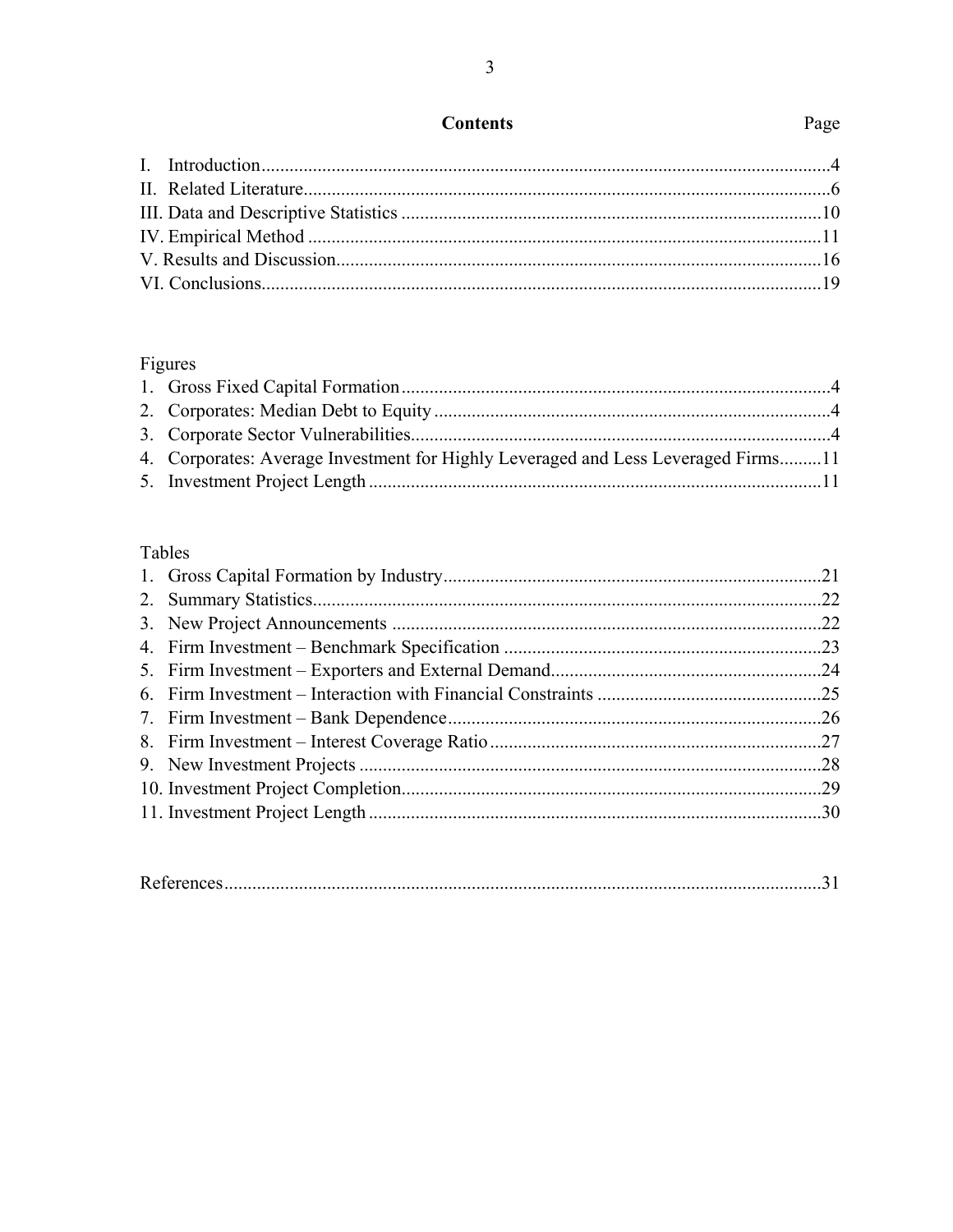## Contents

| | Page |
|---|---|
| I. Introduction | 4 |
| II. Related Literature | 6 |
| III. Data and Descriptive Statistics | 10 |
| IV. Empirical Method | 11 |
| V. Results and Discussion | 16 |
| VI. Conclusions | 19 |

Figures

| | |
|---|---|
| 1. Gross Fixed Capital Formation | 4 |
| 2. Corporates: Median Debt to Equity | 4 |
| 3. Corporate Sector Vulnerabilities | 4 |
| 4. Corporates: Average Investment for Highly Leveraged and Less Leveraged Firms | 11 |
| 5. Investment Project Length | 11 |

Tables

| | |
|---|---|
| 1. Gross Capital Formation by Industry | 21 |
| 2. Summary Statistics | 22 |
| 3. New Project Announcements | 22 |
| 4. Firm Investment – Benchmark Specification | 23 |
| 5. Firm Investment – Exporters and External Demand | 24 |
| 6. Firm Investment – Interaction with Financial Constraints | 25 |
| 7. Firm Investment – Bank Dependence | 26 |
| 8. Firm Investment – Interest Coverage Ratio | 27 |
| 9. New Investment Projects | 28 |
| 10. Investment Project Completion | 29 |
| 11. Investment Project Length | 30 |

| | |
|---|---|
| References | 31 |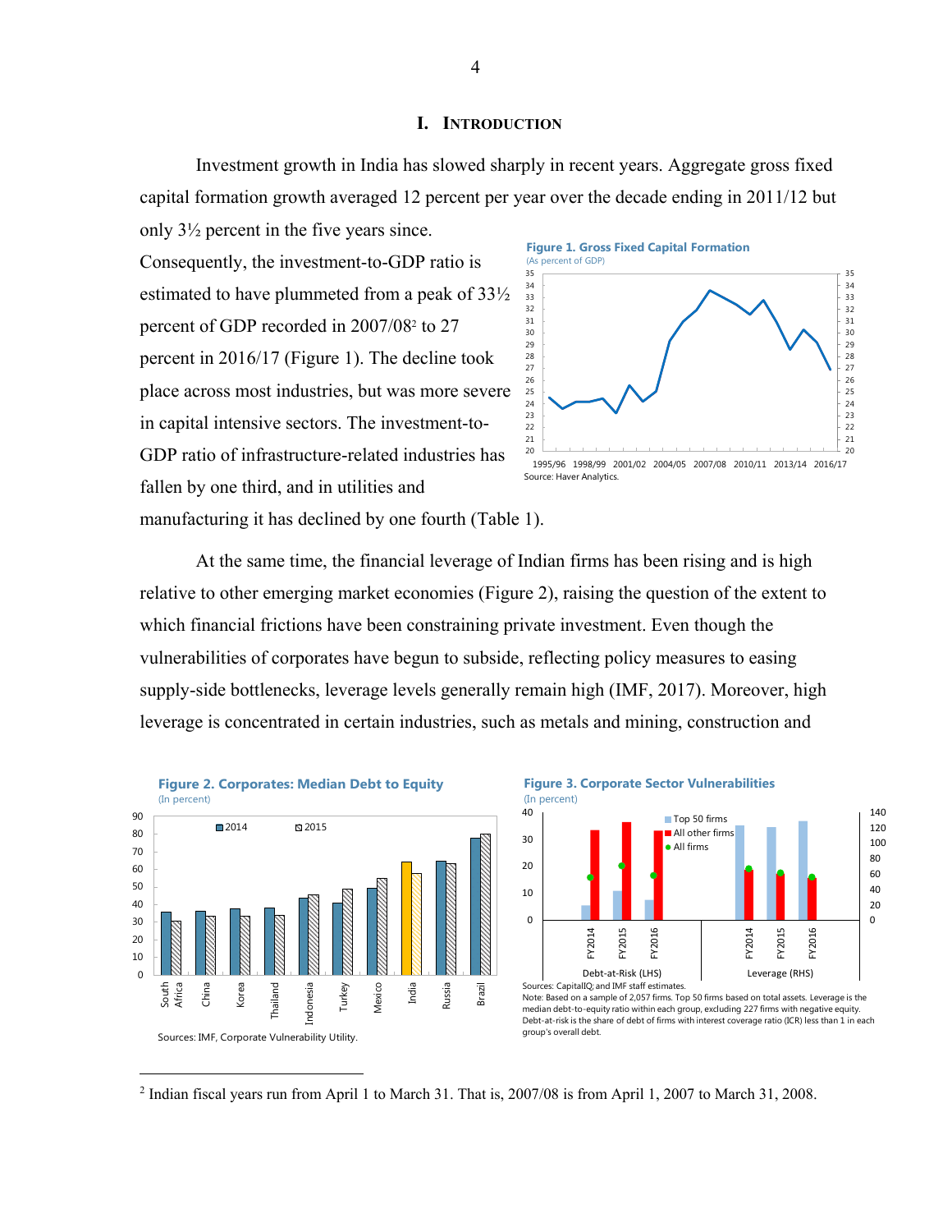# I. INTRODUCTION

Investment growth in India has slowed sharply in recent years. Aggregate gross fixed capital formation growth averaged 12 percent per year over the decade ending in 2011/12 but only 3½ percent in the five years since. Consequently, the investment-to-GDP ratio is estimated to have plummeted from a peak of 33½ percent of GDP recorded in 2007/08[2] to 27 percent in 2016/17 (Figure 1). The decline took place across most industries, but was more severe in capital intensive sectors. The investment-to-GDP ratio of infrastructure-related industries has fallen by one third, and in utilities and manufacturing it has declined by one fourth (Table 1).

**Figure 1. Gross Fixed Capital Formation**
(As percent of GDP)

Source: Haver Analytics.

At the same time, the financial leverage of Indian firms has been rising and is high relative to other emerging market economies (Figure 2), raising the question of the extent to which financial frictions have been constraining private investment. Even though the vulnerabilities of corporates have begun to subside, reflecting policy measures to easing supply-side bottlenecks, leverage levels generally remain high (IMF, 2017). Moreover, high leverage is concentrated in certain industries, such as metals and mining, construction and

**Figure 2. Corporates: Median Debt to Equity**
(In percent)

Sources: IMF, Corporate Vulnerability Utility.

**Figure 3. Corporate Sector Vulnerabilities**
(In percent)

Sources: CapitalIQ; and IMF staff estimates.
Note: Based on a sample of 2,057 firms. Top 50 firms based on total assets. Leverage is the median debt-to-equity ratio within each group, excluding 227 firms with negative equity. Debt-at-risk is the share of debt of firms with interest coverage ratio (ICR) less than 1 in each group's overall debt.

---

[2] Indian fiscal years run from April 1 to March 31. That is, 2007/08 is from April 1, 2007 to March 31, 2008.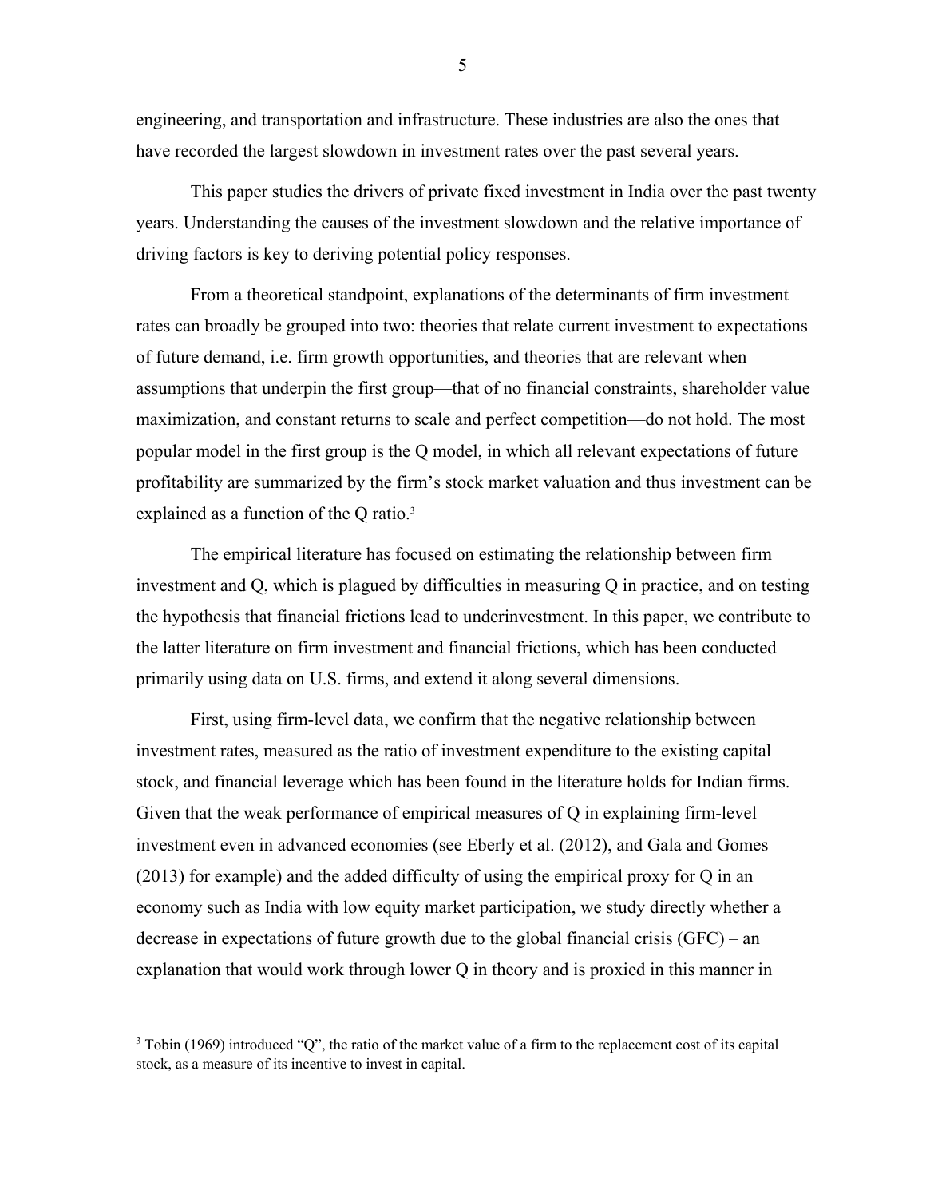engineering, and transportation and infrastructure. These industries are also the ones that have recorded the largest slowdown in investment rates over the past several years.

This paper studies the drivers of private fixed investment in India over the past twenty years. Understanding the causes of the investment slowdown and the relative importance of driving factors is key to deriving potential policy responses.

From a theoretical standpoint, explanations of the determinants of firm investment rates can broadly be grouped into two: theories that relate current investment to expectations of future demand, i.e. firm growth opportunities, and theories that are relevant when assumptions that underpin the first group—that of no financial constraints, shareholder value maximization, and constant returns to scale and perfect competition—do not hold. The most popular model in the first group is the Q model, in which all relevant expectations of future profitability are summarized by the firm's stock market valuation and thus investment can be explained as a function of the Q ratio.[3]

The empirical literature has focused on estimating the relationship between firm investment and Q, which is plagued by difficulties in measuring Q in practice, and on testing the hypothesis that financial frictions lead to underinvestment. In this paper, we contribute to the latter literature on firm investment and financial frictions, which has been conducted primarily using data on U.S. firms, and extend it along several dimensions.

First, using firm-level data, we confirm that the negative relationship between investment rates, measured as the ratio of investment expenditure to the existing capital stock, and financial leverage which has been found in the literature holds for Indian firms. Given that the weak performance of empirical measures of Q in explaining firm-level investment even in advanced economies (see Eberly et al. (2012), and Gala and Gomes (2013) for example) and the added difficulty of using the empirical proxy for Q in an economy such as India with low equity market participation, we study directly whether a decrease in expectations of future growth due to the global financial crisis (GFC) – an explanation that would work through lower Q in theory and is proxied in this manner in

[3] Tobin (1969) introduced "Q", the ratio of the market value of a firm to the replacement cost of its capital stock, as a measure of its incentive to invest in capital.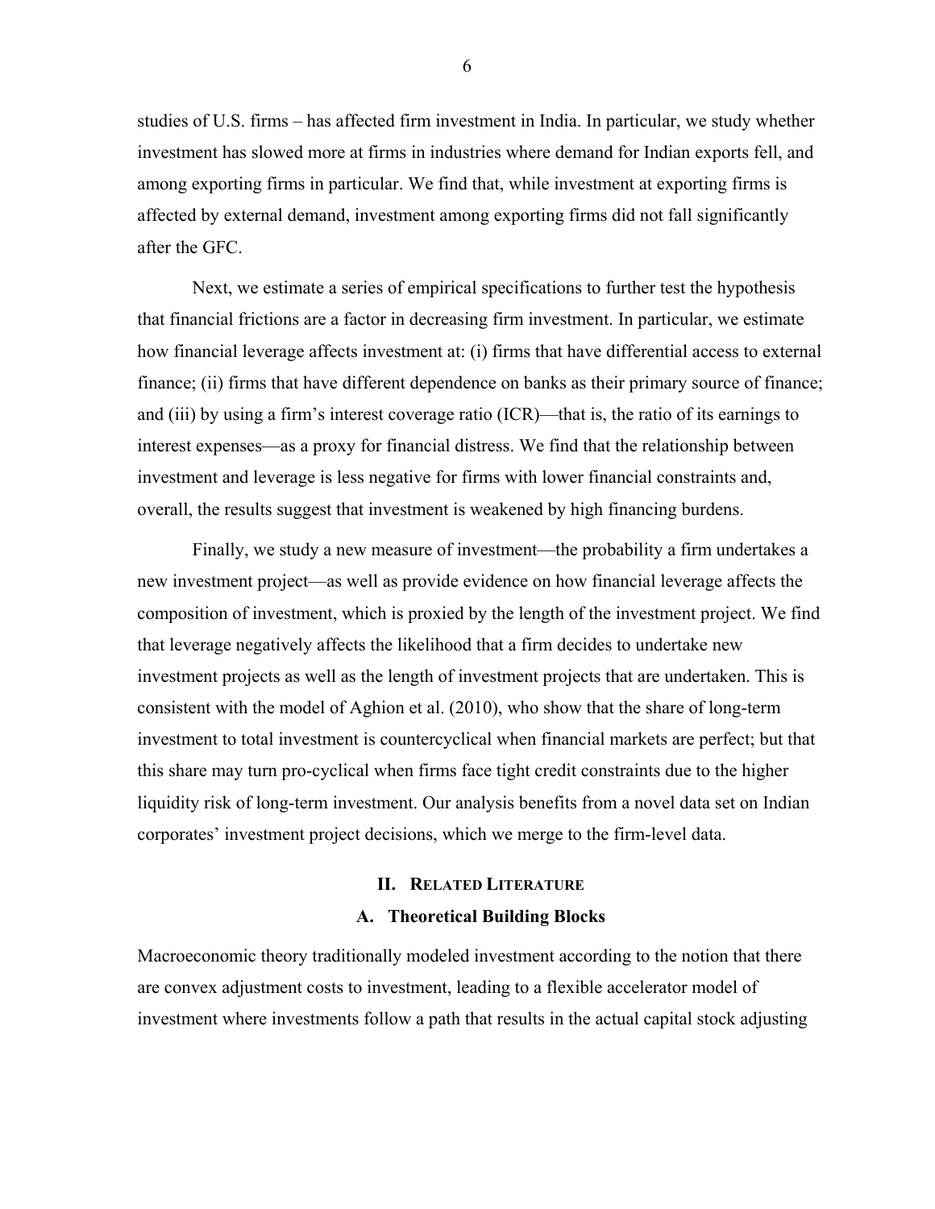studies of U.S. firms – has affected firm investment in India. In particular, we study whether investment has slowed more at firms in industries where demand for Indian exports fell, and among exporting firms in particular. We find that, while investment at exporting firms is affected by external demand, investment among exporting firms did not fall significantly after the GFC.

Next, we estimate a series of empirical specifications to further test the hypothesis that financial frictions are a factor in decreasing firm investment. In particular, we estimate how financial leverage affects investment at: (i) firms that have differential access to external finance; (ii) firms that have different dependence on banks as their primary source of finance; and (iii) by using a firm's interest coverage ratio (ICR)—that is, the ratio of its earnings to interest expenses—as a proxy for financial distress. We find that the relationship between investment and leverage is less negative for firms with lower financial constraints and, overall, the results suggest that investment is weakened by high financing burdens.

Finally, we study a new measure of investment—the probability a firm undertakes a new investment project—as well as provide evidence on how financial leverage affects the composition of investment, which is proxied by the length of the investment project. We find that leverage negatively affects the likelihood that a firm decides to undertake new investment projects as well as the length of investment projects that are undertaken. This is consistent with the model of Aghion et al. (2010), who show that the share of long-term investment to total investment is countercyclical when financial markets are perfect; but that this share may turn pro-cyclical when firms face tight credit constraints due to the higher liquidity risk of long-term investment. Our analysis benefits from a novel data set on Indian corporates' investment project decisions, which we merge to the firm-level data.

## II. Related Literature

### A. Theoretical Building Blocks

Macroeconomic theory traditionally modeled investment according to the notion that there are convex adjustment costs to investment, leading to a flexible accelerator model of investment where investments follow a path that results in the actual capital stock adjusting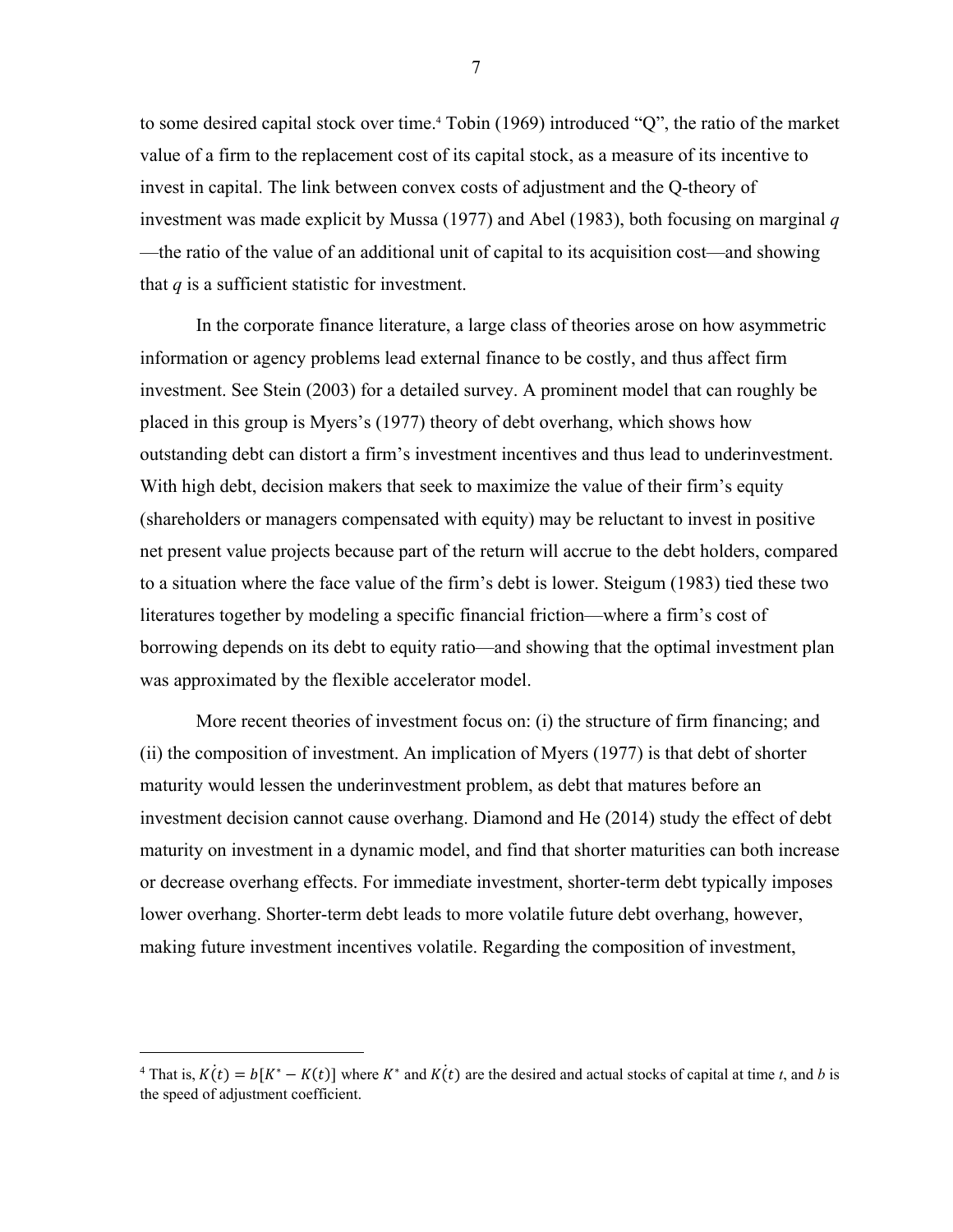to some desired capital stock over time.[4] Tobin (1969) introduced "Q", the ratio of the market value of a firm to the replacement cost of its capital stock, as a measure of its incentive to invest in capital. The link between convex costs of adjustment and the Q-theory of investment was made explicit by Mussa (1977) and Abel (1983), both focusing on marginal $q$ —the ratio of the value of an additional unit of capital to its acquisition cost—and showing that $q$ is a sufficient statistic for investment.

In the corporate finance literature, a large class of theories arose on how asymmetric information or agency problems lead external finance to be costly, and thus affect firm investment. See Stein (2003) for a detailed survey. A prominent model that can roughly be placed in this group is Myers's (1977) theory of debt overhang, which shows how outstanding debt can distort a firm's investment incentives and thus lead to underinvestment. With high debt, decision makers that seek to maximize the value of their firm's equity (shareholders or managers compensated with equity) may be reluctant to invest in positive net present value projects because part of the return will accrue to the debt holders, compared to a situation where the face value of the firm's debt is lower. Steigum (1983) tied these two literatures together by modeling a specific financial friction—where a firm's cost of borrowing depends on its debt to equity ratio—and showing that the optimal investment plan was approximated by the flexible accelerator model.

More recent theories of investment focus on: (i) the structure of firm financing; and (ii) the composition of investment. An implication of Myers (1977) is that debt of shorter maturity would lessen the underinvestment problem, as debt that matures before an investment decision cannot cause overhang. Diamond and He (2014) study the effect of debt maturity on investment in a dynamic model, and find that shorter maturities can both increase or decrease overhang effects. For immediate investment, shorter-term debt typically imposes lower overhang. Shorter-term debt leads to more volatile future debt overhang, however, making future investment incentives volatile. Regarding the composition of investment,

---

[4] That is, $\dot{K(t)} = b[K^* - K(t)]$ where $K^*$ and $\dot{K(t)}$ are the desired and actual stocks of capital at time $t$, and $b$ is the speed of adjustment coefficient.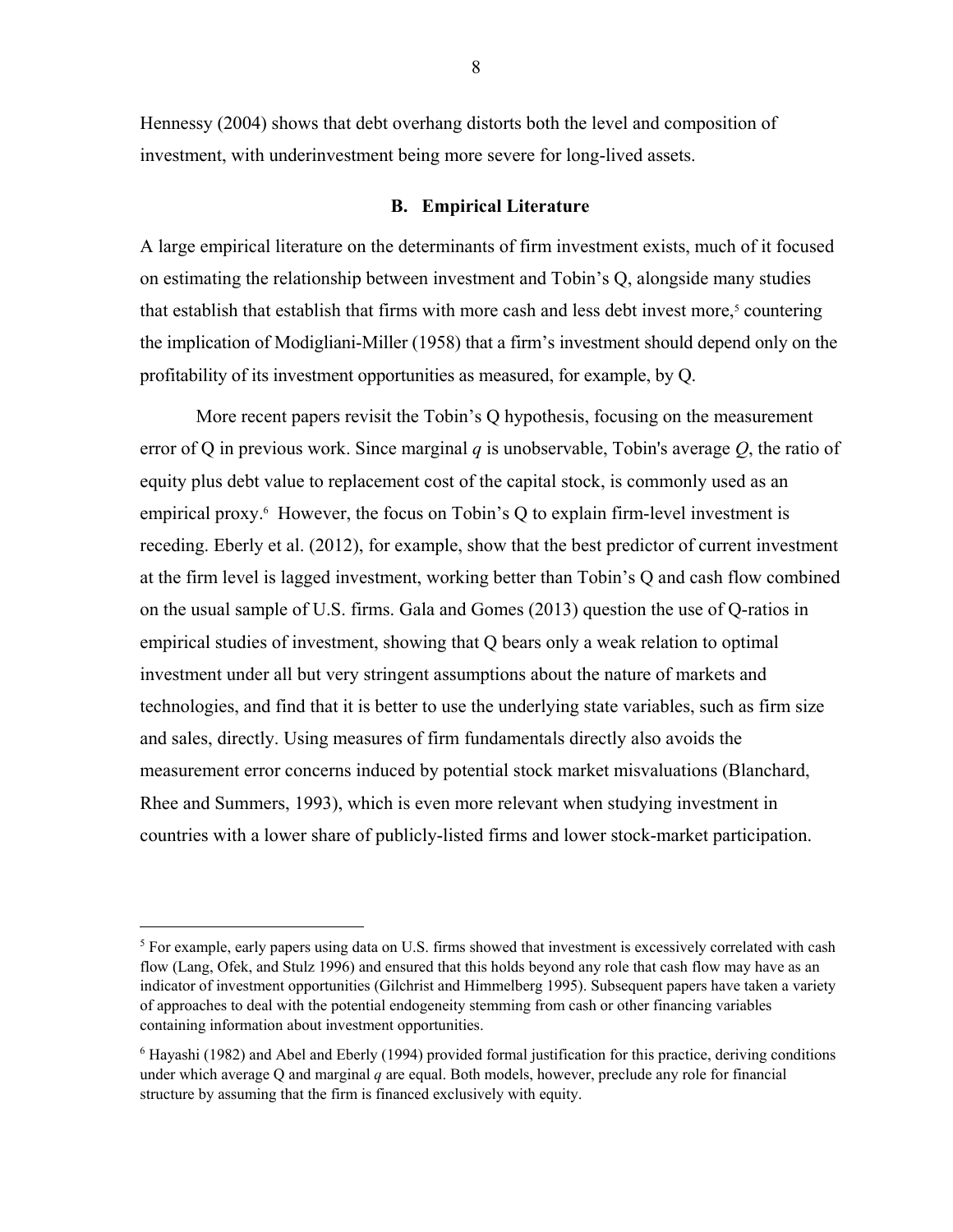Hennessy (2004) shows that debt overhang distorts both the level and composition of investment, with underinvestment being more severe for long-lived assets.

### B. Empirical Literature

A large empirical literature on the determinants of firm investment exists, much of it focused on estimating the relationship between investment and Tobin's Q, alongside many studies that establish that establish that firms with more cash and less debt invest more,[5] countering the implication of Modigliani-Miller (1958) that a firm's investment should depend only on the profitability of its investment opportunities as measured, for example, by Q.

More recent papers revisit the Tobin's Q hypothesis, focusing on the measurement error of Q in previous work. Since marginal $q$ is unobservable, Tobin's average $Q$, the ratio of equity plus debt value to replacement cost of the capital stock, is commonly used as an empirical proxy.[6] However, the focus on Tobin's Q to explain firm-level investment is receding. Eberly et al. (2012), for example, show that the best predictor of current investment at the firm level is lagged investment, working better than Tobin's Q and cash flow combined on the usual sample of U.S. firms. Gala and Gomes (2013) question the use of Q-ratios in empirical studies of investment, showing that Q bears only a weak relation to optimal investment under all but very stringent assumptions about the nature of markets and technologies, and find that it is better to use the underlying state variables, such as firm size and sales, directly. Using measures of firm fundamentals directly also avoids the measurement error concerns induced by potential stock market misvaluations (Blanchard, Rhee and Summers, 1993), which is even more relevant when studying investment in countries with a lower share of publicly-listed firms and lower stock-market participation.

---

[5] For example, early papers using data on U.S. firms showed that investment is excessively correlated with cash flow (Lang, Ofek, and Stulz 1996) and ensured that this holds beyond any role that cash flow may have as an indicator of investment opportunities (Gilchrist and Himmelberg 1995). Subsequent papers have taken a variety of approaches to deal with the potential endogeneity stemming from cash or other financing variables containing information about investment opportunities.

[6] Hayashi (1982) and Abel and Eberly (1994) provided formal justification for this practice, deriving conditions under which average Q and marginal $q$ are equal. Both models, however, preclude any role for financial structure by assuming that the firm is financed exclusively with equity.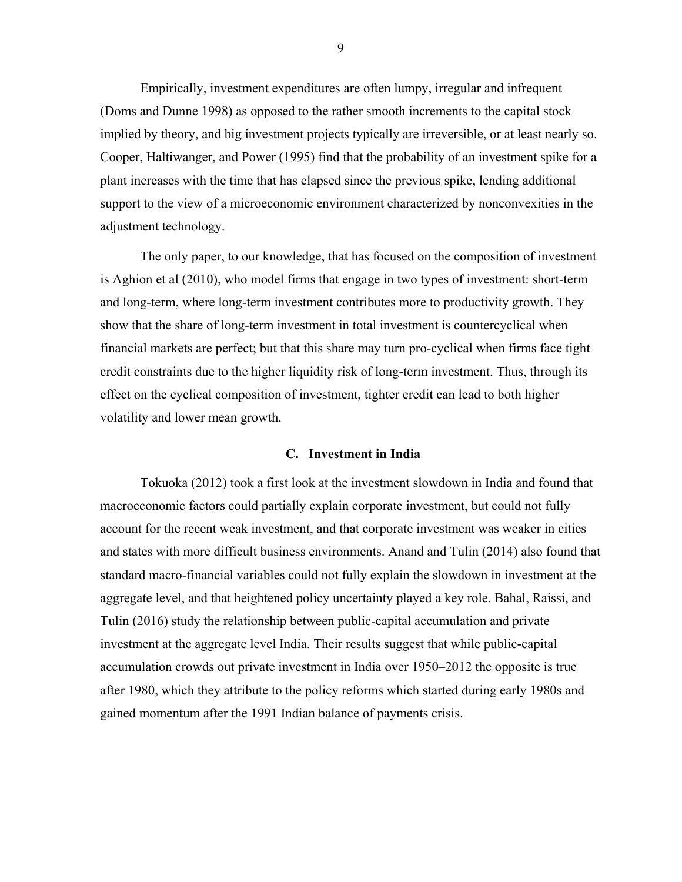Empirically, investment expenditures are often lumpy, irregular and infrequent (Doms and Dunne 1998) as opposed to the rather smooth increments to the capital stock implied by theory, and big investment projects typically are irreversible, or at least nearly so. Cooper, Haltiwanger, and Power (1995) find that the probability of an investment spike for a plant increases with the time that has elapsed since the previous spike, lending additional support to the view of a microeconomic environment characterized by nonconvexities in the adjustment technology.

The only paper, to our knowledge, that has focused on the composition of investment is Aghion et al (2010), who model firms that engage in two types of investment: short-term and long-term, where long-term investment contributes more to productivity growth. They show that the share of long-term investment in total investment is countercyclical when financial markets are perfect; but that this share may turn pro-cyclical when firms face tight credit constraints due to the higher liquidity risk of long-term investment. Thus, through its effect on the cyclical composition of investment, tighter credit can lead to both higher volatility and lower mean growth.

### C. Investment in India

Tokuoka (2012) took a first look at the investment slowdown in India and found that macroeconomic factors could partially explain corporate investment, but could not fully account for the recent weak investment, and that corporate investment was weaker in cities and states with more difficult business environments. Anand and Tulin (2014) also found that standard macro-financial variables could not fully explain the slowdown in investment at the aggregate level, and that heightened policy uncertainty played a key role. Bahal, Raissi, and Tulin (2016) study the relationship between public-capital accumulation and private investment at the aggregate level India. Their results suggest that while public-capital accumulation crowds out private investment in India over 1950–2012 the opposite is true after 1980, which they attribute to the policy reforms which started during early 1980s and gained momentum after the 1991 Indian balance of payments crisis.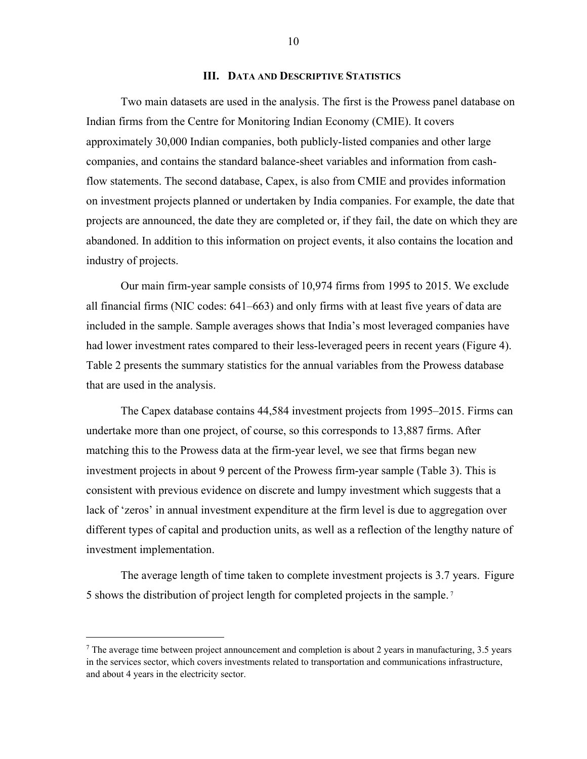## III. Data and Descriptive Statistics

Two main datasets are used in the analysis. The first is the Prowess panel database on Indian firms from the Centre for Monitoring Indian Economy (CMIE). It covers approximately 30,000 Indian companies, both publicly-listed companies and other large companies, and contains the standard balance-sheet variables and information from cash-flow statements. The second database, Capex, is also from CMIE and provides information on investment projects planned or undertaken by India companies. For example, the date that projects are announced, the date they are completed or, if they fail, the date on which they are abandoned. In addition to this information on project events, it also contains the location and industry of projects.

Our main firm-year sample consists of 10,974 firms from 1995 to 2015. We exclude all financial firms (NIC codes: 641–663) and only firms with at least five years of data are included in the sample. Sample averages shows that India's most leveraged companies have had lower investment rates compared to their less-leveraged peers in recent years (Figure 4). Table 2 presents the summary statistics for the annual variables from the Prowess database that are used in the analysis.

The Capex database contains 44,584 investment projects from 1995–2015. Firms can undertake more than one project, of course, so this corresponds to 13,887 firms. After matching this to the Prowess data at the firm-year level, we see that firms began new investment projects in about 9 percent of the Prowess firm-year sample (Table 3). This is consistent with previous evidence on discrete and lumpy investment which suggests that a lack of 'zeros' in annual investment expenditure at the firm level is due to aggregation over different types of capital and production units, as well as a reflection of the lengthy nature of investment implementation.

The average length of time taken to complete investment projects is 3.7 years. Figure 5 shows the distribution of project length for completed projects in the sample.[7]

[7] The average time between project announcement and completion is about 2 years in manufacturing, 3.5 years in the services sector, which covers investments related to transportation and communications infrastructure, and about 4 years in the electricity sector.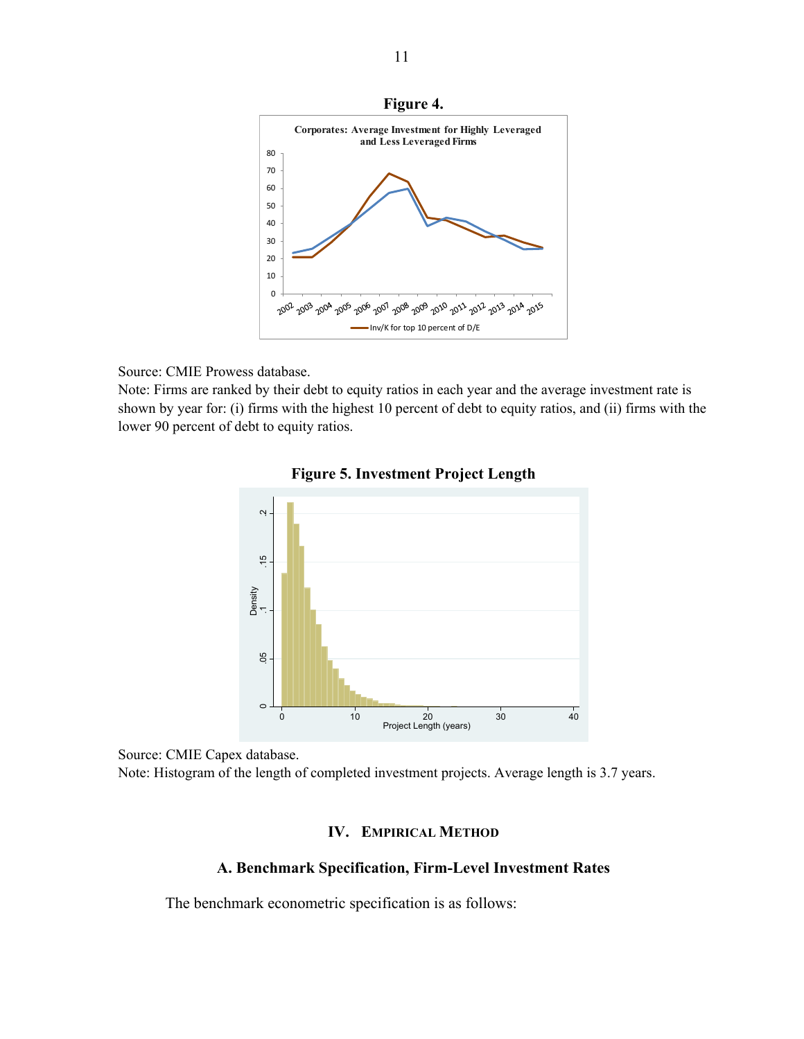**Figure 4.**

Source: CMIE Prowess database.

Note: Firms are ranked by their debt to equity ratios in each year and the average investment rate is shown by year for: (i) firms with the highest 10 percent of debt to equity ratios, and (ii) firms with the lower 90 percent of debt to equity ratios.

**Figure 5. Investment Project Length**

Source: CMIE Capex database.

Note: Histogram of the length of completed investment projects. Average length is 3.7 years.

## IV. Empirical Method

### A. Benchmark Specification, Firm-Level Investment Rates

The benchmark econometric specification is as follows: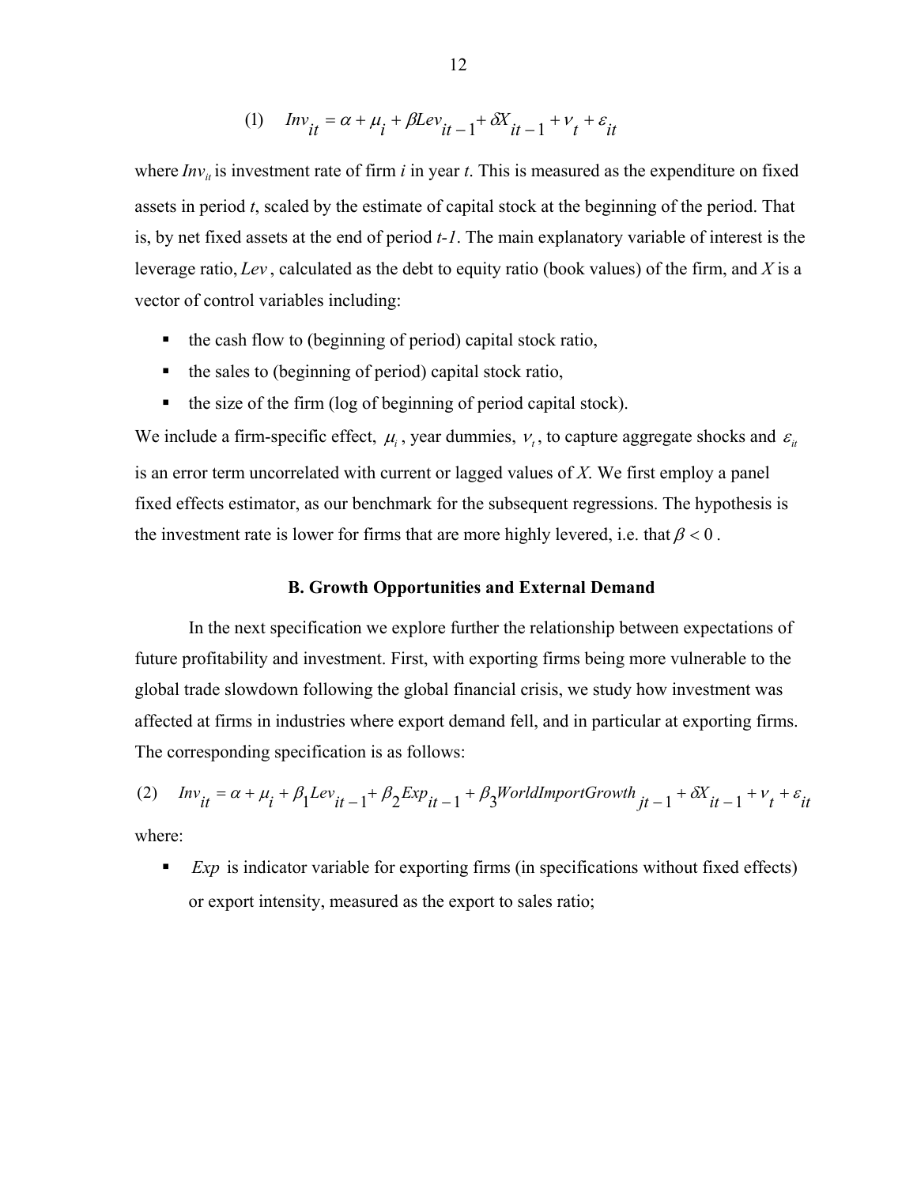$$(1) \quad Inv_{it} = \alpha + \mu_i + \beta Lev_{it-1} + \delta X_{it-1} + \nu_t + \varepsilon_{it}$$

where $Inv_{it}$ is investment rate of firm *i* in year *t*. This is measured as the expenditure on fixed assets in period *t*, scaled by the estimate of capital stock at the beginning of the period. That is, by net fixed assets at the end of period *t-1*. The main explanatory variable of interest is the leverage ratio, $Lev$, calculated as the debt to equity ratio (book values) of the firm, and $X$ is a vector of control variables including:

- the cash flow to (beginning of period) capital stock ratio,
- the sales to (beginning of period) capital stock ratio,
- the size of the firm (log of beginning of period capital stock).

We include a firm-specific effect, $\mu_i$, year dummies, $\nu_t$, to capture aggregate shocks and $\varepsilon_{it}$ is an error term uncorrelated with current or lagged values of *X*. We first employ a panel fixed effects estimator, as our benchmark for the subsequent regressions. The hypothesis is the investment rate is lower for firms that are more highly levered, i.e. that $\beta < 0$.

### B. Growth Opportunities and External Demand

In the next specification we explore further the relationship between expectations of future profitability and investment. First, with exporting firms being more vulnerable to the global trade slowdown following the global financial crisis, we study how investment was affected at firms in industries where export demand fell, and in particular at exporting firms. The corresponding specification is as follows:

$$(2) \quad Inv_{it} = \alpha + \mu_i + \beta_1 Lev_{it-1} + \beta_2 Exp_{it-1} + \beta_3 WorldImportGrowth_{jt-1} + \delta X_{it-1} + \nu_t + \varepsilon_{it}$$

where:

- $Exp$ is indicator variable for exporting firms (in specifications without fixed effects) or export intensity, measured as the export to sales ratio;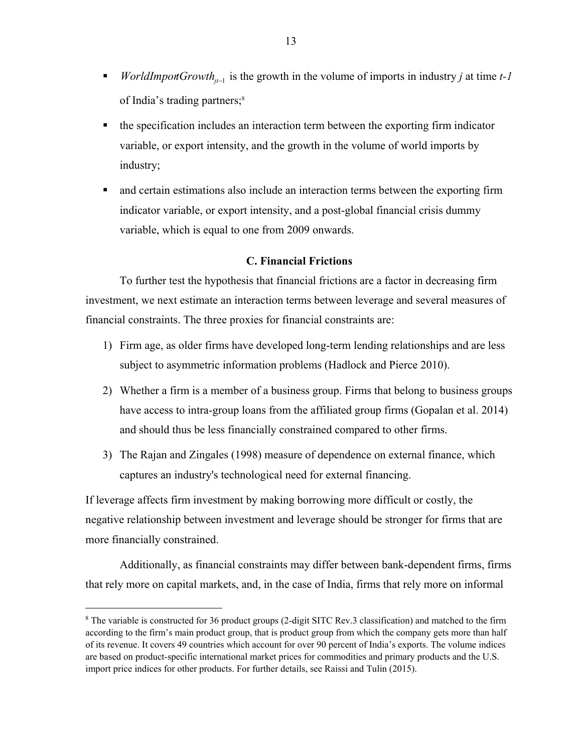- $WorldImportGrowth_{jt-1}$ is the growth in the volume of imports in industry *j* at time *t-1* of India's trading partners;[8]
- the specification includes an interaction term between the exporting firm indicator variable, or export intensity, and the growth in the volume of world imports by industry;
- and certain estimations also include an interaction terms between the exporting firm indicator variable, or export intensity, and a post-global financial crisis dummy variable, which is equal to one from 2009 onwards.

### C. Financial Frictions

To further test the hypothesis that financial frictions are a factor in decreasing firm investment, we next estimate an interaction terms between leverage and several measures of financial constraints. The three proxies for financial constraints are:

1) Firm age, as older firms have developed long-term lending relationships and are less subject to asymmetric information problems (Hadlock and Pierce 2010).
2) Whether a firm is a member of a business group. Firms that belong to business groups have access to intra-group loans from the affiliated group firms (Gopalan et al. 2014) and should thus be less financially constrained compared to other firms.
3) The Rajan and Zingales (1998) measure of dependence on external finance, which captures an industry's technological need for external financing.

If leverage affects firm investment by making borrowing more difficult or costly, the negative relationship between investment and leverage should be stronger for firms that are more financially constrained.

Additionally, as financial constraints may differ between bank-dependent firms, firms that rely more on capital markets, and, in the case of India, firms that rely more on informal

---

[8] The variable is constructed for 36 product groups (2-digit SITC Rev.3 classification) and matched to the firm according to the firm's main product group, that is product group from which the company gets more than half of its revenue. It covers 49 countries which account for over 90 percent of India's exports. The volume indices are based on product-specific international market prices for commodities and primary products and the U.S. import price indices for other products. For further details, see Raissi and Tulin (2015).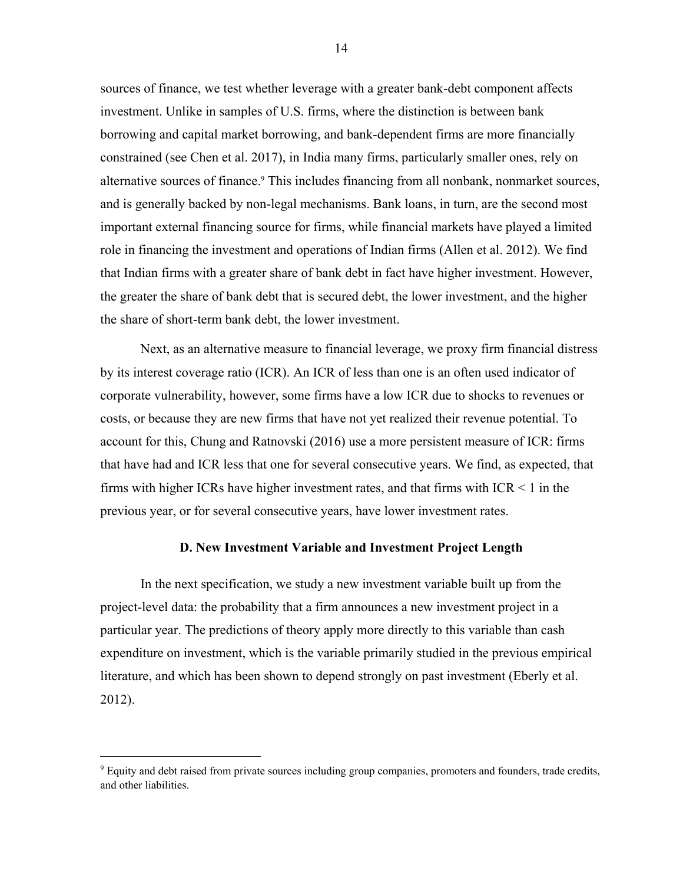sources of finance, we test whether leverage with a greater bank-debt component affects investment. Unlike in samples of U.S. firms, where the distinction is between bank borrowing and capital market borrowing, and bank-dependent firms are more financially constrained (see Chen et al. 2017), in India many firms, particularly smaller ones, rely on alternative sources of finance.[9] This includes financing from all nonbank, nonmarket sources, and is generally backed by non-legal mechanisms. Bank loans, in turn, are the second most important external financing source for firms, while financial markets have played a limited role in financing the investment and operations of Indian firms (Allen et al. 2012). We find that Indian firms with a greater share of bank debt in fact have higher investment. However, the greater the share of bank debt that is secured debt, the lower investment, and the higher the share of short-term bank debt, the lower investment.

Next, as an alternative measure to financial leverage, we proxy firm financial distress by its interest coverage ratio (ICR). An ICR of less than one is an often used indicator of corporate vulnerability, however, some firms have a low ICR due to shocks to revenues or costs, or because they are new firms that have not yet realized their revenue potential. To account for this, Chung and Ratnovski (2016) use a more persistent measure of ICR: firms that have had and ICR less that one for several consecutive years. We find, as expected, that firms with higher ICRs have higher investment rates, and that firms with ICR < 1 in the previous year, or for several consecutive years, have lower investment rates.

### D. New Investment Variable and Investment Project Length

In the next specification, we study a new investment variable built up from the project-level data: the probability that a firm announces a new investment project in a particular year. The predictions of theory apply more directly to this variable than cash expenditure on investment, which is the variable primarily studied in the previous empirical literature, and which has been shown to depend strongly on past investment (Eberly et al. 2012).

[9] Equity and debt raised from private sources including group companies, promoters and founders, trade credits, and other liabilities.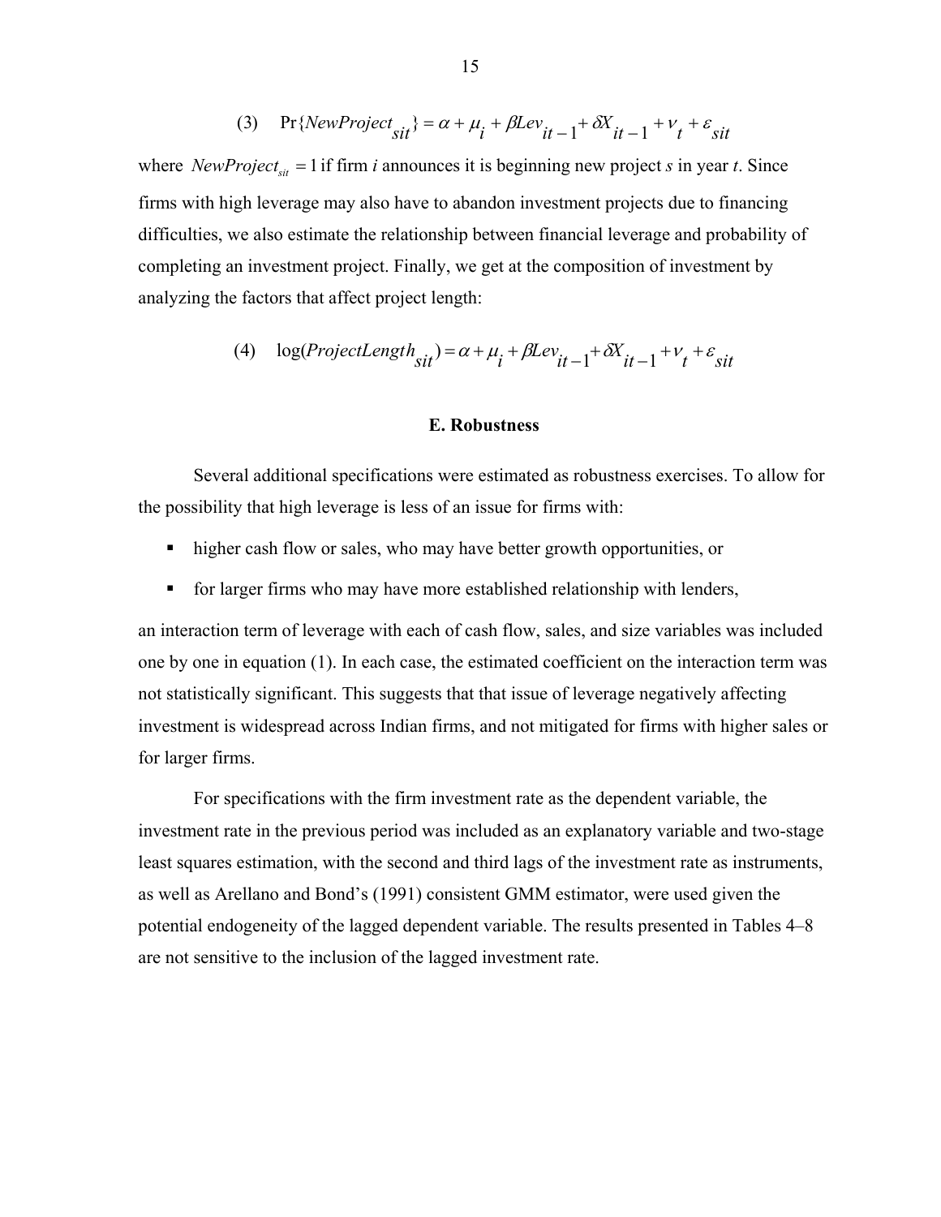$$(3) \quad \Pr\{NewProject_{sit}\} = \alpha + \mu_i + \beta Lev_{it-1} + \delta X_{it-1} + \nu_t + \varepsilon_{sit}$$

where $NewProject_{sit} = 1$ if firm $i$ announces it is beginning new project $s$ in year $t$. Since firms with high leverage may also have to abandon investment projects due to financing difficulties, we also estimate the relationship between financial leverage and probability of completing an investment project. Finally, we get at the composition of investment by analyzing the factors that affect project length:

$$(4) \quad \log(ProjectLength_{sit}) = \alpha + \mu_i + \beta Lev_{it-1} + \delta X_{it-1} + \nu_t + \varepsilon_{sit}$$

### E. Robustness

Several additional specifications were estimated as robustness exercises. To allow for the possibility that high leverage is less of an issue for firms with:

- higher cash flow or sales, who may have better growth opportunities, or
- for larger firms who may have more established relationship with lenders,

an interaction term of leverage with each of cash flow, sales, and size variables was included one by one in equation (1). In each case, the estimated coefficient on the interaction term was not statistically significant. This suggests that that issue of leverage negatively affecting investment is widespread across Indian firms, and not mitigated for firms with higher sales or for larger firms.

For specifications with the firm investment rate as the dependent variable, the investment rate in the previous period was included as an explanatory variable and two-stage least squares estimation, with the second and third lags of the investment rate as instruments, as well as Arellano and Bond's (1991) consistent GMM estimator, were used given the potential endogeneity of the lagged dependent variable. The results presented in Tables 4–8 are not sensitive to the inclusion of the lagged investment rate.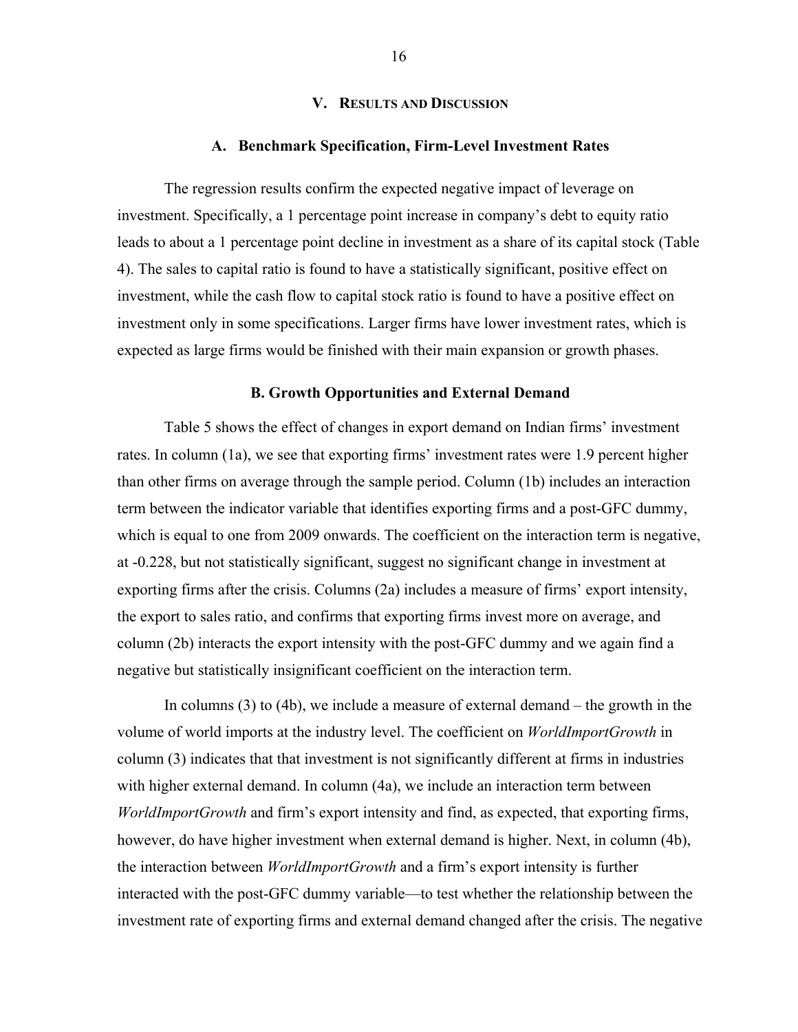## V. RESULTS AND DISCUSSION

### A. Benchmark Specification, Firm-Level Investment Rates

The regression results confirm the expected negative impact of leverage on investment. Specifically, a 1 percentage point increase in company's debt to equity ratio leads to about a 1 percentage point decline in investment as a share of its capital stock (Table 4). The sales to capital ratio is found to have a statistically significant, positive effect on investment, while the cash flow to capital stock ratio is found to have a positive effect on investment only in some specifications. Larger firms have lower investment rates, which is expected as large firms would be finished with their main expansion or growth phases.

### B. Growth Opportunities and External Demand

Table 5 shows the effect of changes in export demand on Indian firms' investment rates. In column (1a), we see that exporting firms' investment rates were 1.9 percent higher than other firms on average through the sample period. Column (1b) includes an interaction term between the indicator variable that identifies exporting firms and a post-GFC dummy, which is equal to one from 2009 onwards. The coefficient on the interaction term is negative, at -0.228, but not statistically significant, suggest no significant change in investment at exporting firms after the crisis. Columns (2a) includes a measure of firms' export intensity, the export to sales ratio, and confirms that exporting firms invest more on average, and column (2b) interacts the export intensity with the post-GFC dummy and we again find a negative but statistically insignificant coefficient on the interaction term.

In columns (3) to (4b), we include a measure of external demand – the growth in the volume of world imports at the industry level. The coefficient on *WorldImportGrowth* in column (3) indicates that that investment is not significantly different at firms in industries with higher external demand. In column (4a), we include an interaction term between *WorldImportGrowth* and firm's export intensity and find, as expected, that exporting firms, however, do have higher investment when external demand is higher. Next, in column (4b), the interaction between *WorldImportGrowth* and a firm's export intensity is further interacted with the post-GFC dummy variable—to test whether the relationship between the investment rate of exporting firms and external demand changed after the crisis. The negative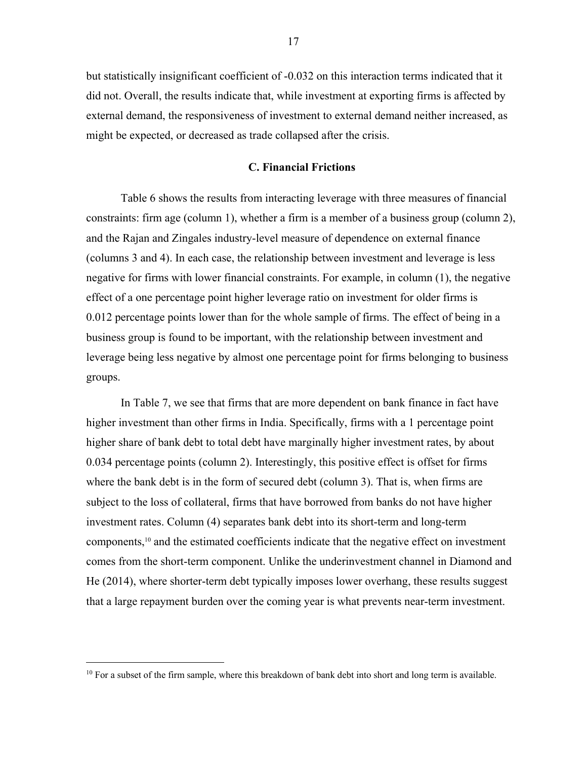but statistically insignificant coefficient of -0.032 on this interaction terms indicated that it did not. Overall, the results indicate that, while investment at exporting firms is affected by external demand, the responsiveness of investment to external demand neither increased, as might be expected, or decreased as trade collapsed after the crisis.

### C. Financial Frictions

Table 6 shows the results from interacting leverage with three measures of financial constraints: firm age (column 1), whether a firm is a member of a business group (column 2), and the Rajan and Zingales industry-level measure of dependence on external finance (columns 3 and 4). In each case, the relationship between investment and leverage is less negative for firms with lower financial constraints. For example, in column (1), the negative effect of a one percentage point higher leverage ratio on investment for older firms is 0.012 percentage points lower than for the whole sample of firms. The effect of being in a business group is found to be important, with the relationship between investment and leverage being less negative by almost one percentage point for firms belonging to business groups.

In Table 7, we see that firms that are more dependent on bank finance in fact have higher investment than other firms in India. Specifically, firms with a 1 percentage point higher share of bank debt to total debt have marginally higher investment rates, by about 0.034 percentage points (column 2). Interestingly, this positive effect is offset for firms where the bank debt is in the form of secured debt (column 3). That is, when firms are subject to the loss of collateral, firms that have borrowed from banks do not have higher investment rates. Column (4) separates bank debt into its short-term and long-term components,[10] and the estimated coefficients indicate that the negative effect on investment comes from the short-term component. Unlike the underinvestment channel in Diamond and He (2014), where shorter-term debt typically imposes lower overhang, these results suggest that a large repayment burden over the coming year is what prevents near-term investment.

---

[10] For a subset of the firm sample, where this breakdown of bank debt into short and long term is available.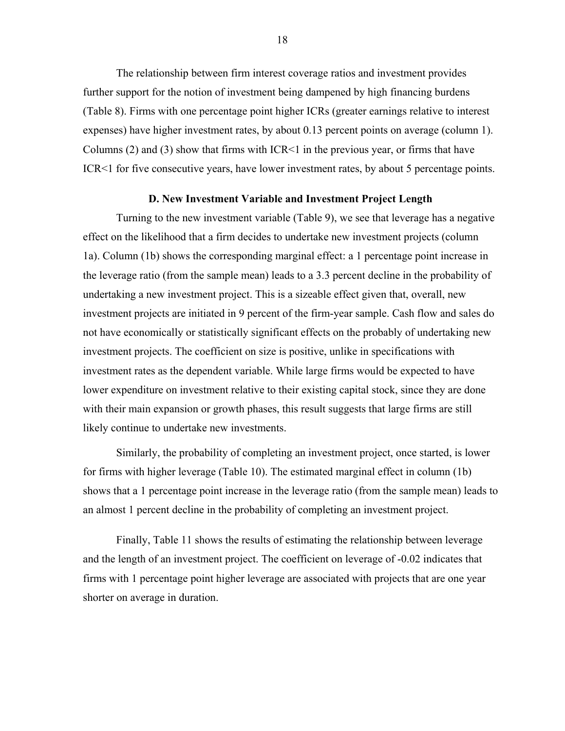The relationship between firm interest coverage ratios and investment provides further support for the notion of investment being dampened by high financing burdens (Table 8). Firms with one percentage point higher ICRs (greater earnings relative to interest expenses) have higher investment rates, by about 0.13 percent points on average (column 1). Columns (2) and (3) show that firms with ICR<1 in the previous year, or firms that have ICR<1 for five consecutive years, have lower investment rates, by about 5 percentage points.

### D. New Investment Variable and Investment Project Length

Turning to the new investment variable (Table 9), we see that leverage has a negative effect on the likelihood that a firm decides to undertake new investment projects (column 1a). Column (1b) shows the corresponding marginal effect: a 1 percentage point increase in the leverage ratio (from the sample mean) leads to a 3.3 percent decline in the probability of undertaking a new investment project. This is a sizeable effect given that, overall, new investment projects are initiated in 9 percent of the firm-year sample. Cash flow and sales do not have economically or statistically significant effects on the probably of undertaking new investment projects. The coefficient on size is positive, unlike in specifications with investment rates as the dependent variable. While large firms would be expected to have lower expenditure on investment relative to their existing capital stock, since they are done with their main expansion or growth phases, this result suggests that large firms are still likely continue to undertake new investments.

Similarly, the probability of completing an investment project, once started, is lower for firms with higher leverage (Table 10). The estimated marginal effect in column (1b) shows that a 1 percentage point increase in the leverage ratio (from the sample mean) leads to an almost 1 percent decline in the probability of completing an investment project.

Finally, Table 11 shows the results of estimating the relationship between leverage and the length of an investment project. The coefficient on leverage of -0.02 indicates that firms with 1 percentage point higher leverage are associated with projects that are one year shorter on average in duration.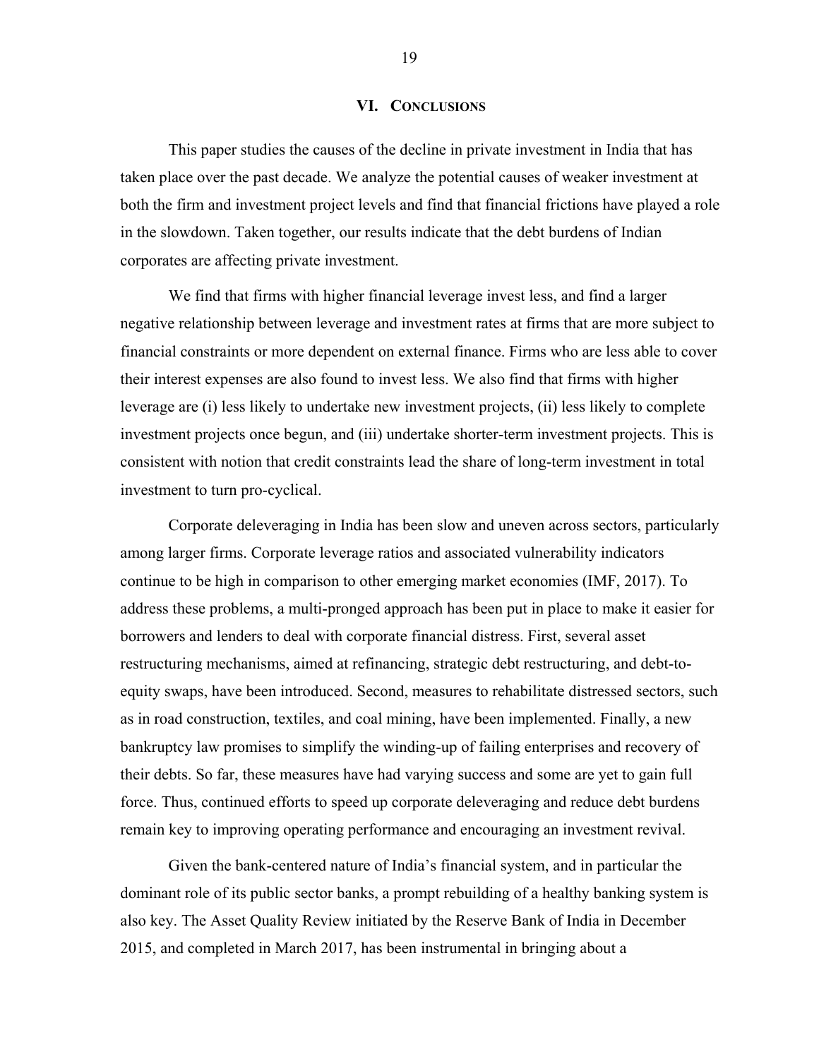## VI. Conclusions

This paper studies the causes of the decline in private investment in India that has taken place over the past decade. We analyze the potential causes of weaker investment at both the firm and investment project levels and find that financial frictions have played a role in the slowdown. Taken together, our results indicate that the debt burdens of Indian corporates are affecting private investment.

We find that firms with higher financial leverage invest less, and find a larger negative relationship between leverage and investment rates at firms that are more subject to financial constraints or more dependent on external finance. Firms who are less able to cover their interest expenses are also found to invest less. We also find that firms with higher leverage are (i) less likely to undertake new investment projects, (ii) less likely to complete investment projects once begun, and (iii) undertake shorter-term investment projects. This is consistent with notion that credit constraints lead the share of long-term investment in total investment to turn pro-cyclical.

Corporate deleveraging in India has been slow and uneven across sectors, particularly among larger firms. Corporate leverage ratios and associated vulnerability indicators continue to be high in comparison to other emerging market economies (IMF, 2017). To address these problems, a multi-pronged approach has been put in place to make it easier for borrowers and lenders to deal with corporate financial distress. First, several asset restructuring mechanisms, aimed at refinancing, strategic debt restructuring, and debt-to-equity swaps, have been introduced. Second, measures to rehabilitate distressed sectors, such as in road construction, textiles, and coal mining, have been implemented. Finally, a new bankruptcy law promises to simplify the winding-up of failing enterprises and recovery of their debts. So far, these measures have had varying success and some are yet to gain full force. Thus, continued efforts to speed up corporate deleveraging and reduce debt burdens remain key to improving operating performance and encouraging an investment revival.

Given the bank-centered nature of India's financial system, and in particular the dominant role of its public sector banks, a prompt rebuilding of a healthy banking system is also key. The Asset Quality Review initiated by the Reserve Bank of India in December 2015, and completed in March 2017, has been instrumental in bringing about a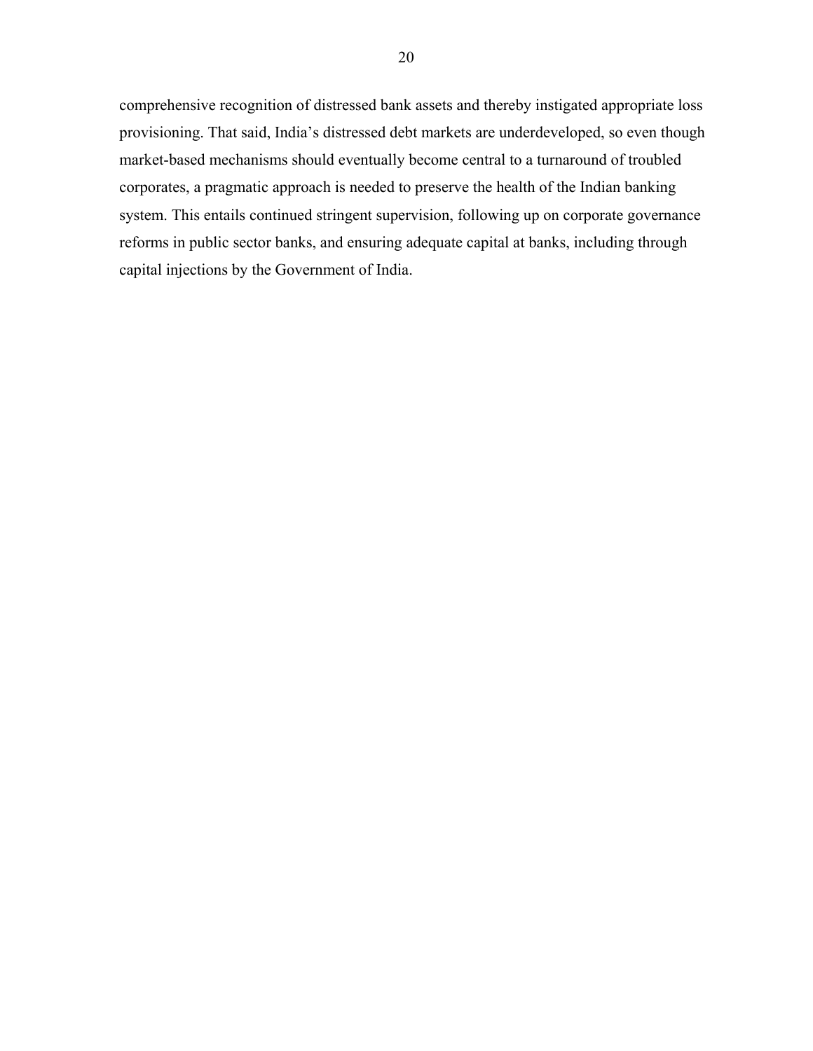comprehensive recognition of distressed bank assets and thereby instigated appropriate loss provisioning. That said, India's distressed debt markets are underdeveloped, so even though market-based mechanisms should eventually become central to a turnaround of troubled corporates, a pragmatic approach is needed to preserve the health of the Indian banking system. This entails continued stringent supervision, following up on corporate governance reforms in public sector banks, and ensuring adequate capital at banks, including through capital injections by the Government of India.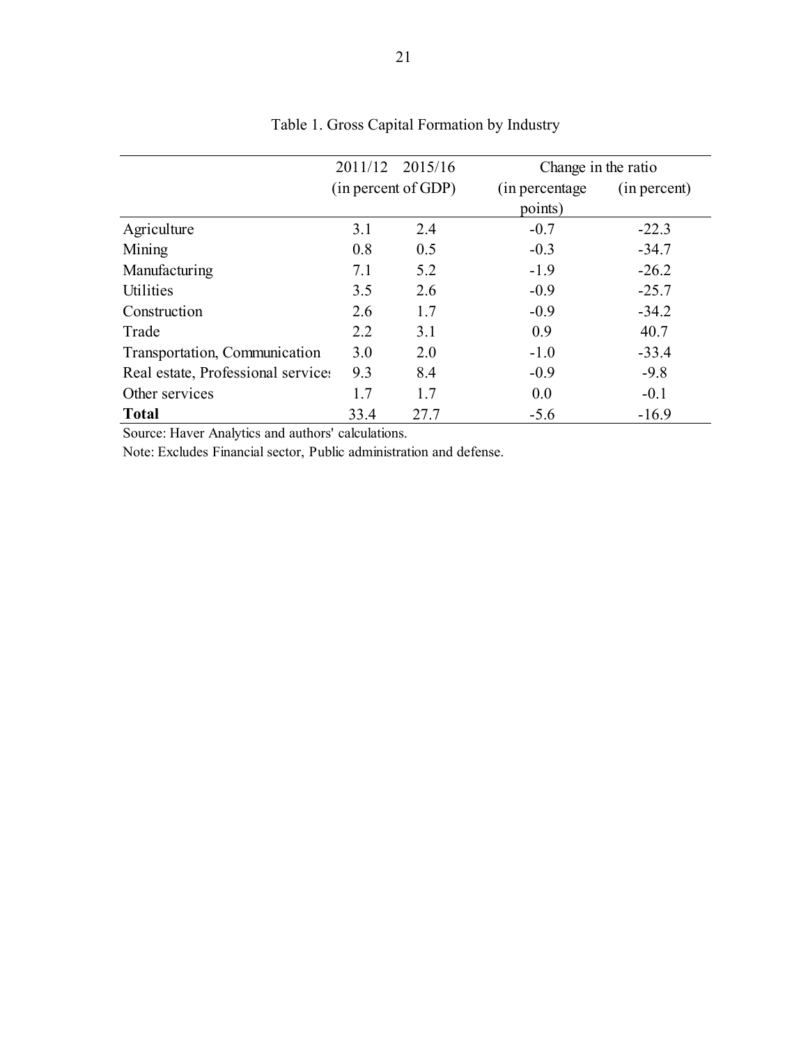Table 1. Gross Capital Formation by Industry

| | 2011/12 | 2015/16 | Change in the ratio | |
|---|---|---|---|---|
| | (in percent of GDP) | | (in percentage points) | (in percent) |
| Agriculture | 3.1 | 2.4 | -0.7 | -22.3 |
| Mining | 0.8 | 0.5 | -0.3 | -34.7 |
| Manufacturing | 7.1 | 5.2 | -1.9 | -26.2 |
| Utilities | 3.5 | 2.6 | -0.9 | -25.7 |
| Construction | 2.6 | 1.7 | -0.9 | -34.2 |
| Trade | 2.2 | 3.1 | 0.9 | 40.7 |
| Transportation, Communication | 3.0 | 2.0 | -1.0 | -33.4 |
| Real estate, Professional services | 9.3 | 8.4 | -0.9 | -9.8 |
| Other services | 1.7 | 1.7 | 0.0 | -0.1 |
| **Total** | 33.4 | 27.7 | -5.6 | -16.9 |

Source: Haver Analytics and authors' calculations.

Note: Excludes Financial sector, Public administration and defense.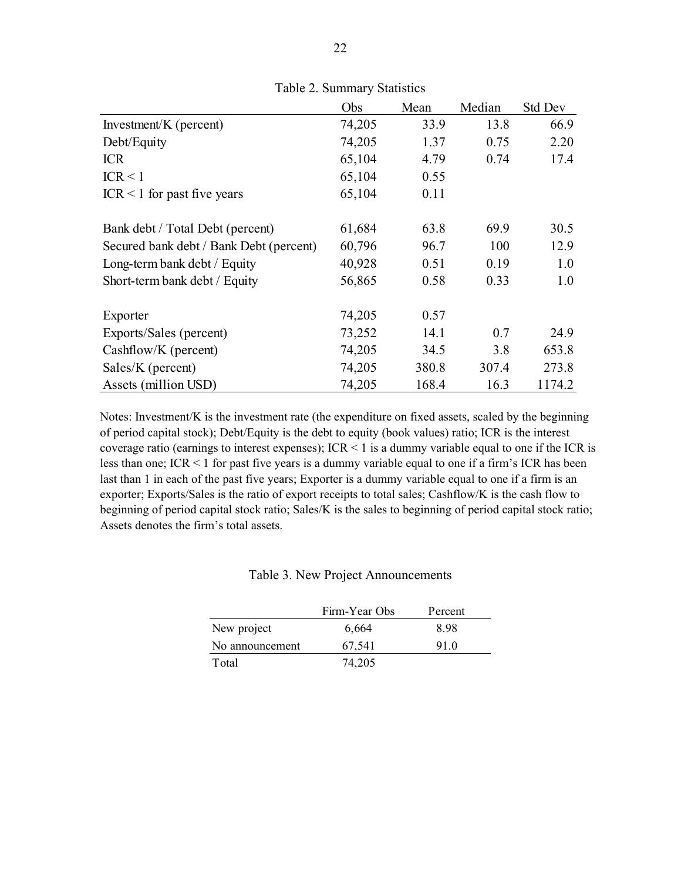Table 2. Summary Statistics

| | Obs | Mean | Median | Std Dev |
|---|---|---|---|---|
| Investment/K (percent) | 74,205 | 33.9 | 13.8 | 66.9 |
| Debt/Equity | 74,205 | 1.37 | 0.75 | 2.20 |
| ICR | 65,104 | 4.79 | 0.74 | 17.4 |
| ICR < 1 | 65,104 | 0.55 | | |
| ICR < 1 for past five years | 65,104 | 0.11 | | |
| | | | | |
| Bank debt / Total Debt (percent) | 61,684 | 63.8 | 69.9 | 30.5 |
| Secured bank debt / Bank Debt (percent) | 60,796 | 96.7 | 100 | 12.9 |
| Long-term bank debt / Equity | 40,928 | 0.51 | 0.19 | 1.0 |
| Short-term bank debt / Equity | 56,865 | 0.58 | 0.33 | 1.0 |
| | | | | |
| Exporter | 74,205 | 0.57 | | |
| Exports/Sales (percent) | 73,252 | 14.1 | 0.7 | 24.9 |
| Cashflow/K (percent) | 74,205 | 34.5 | 3.8 | 653.8 |
| Sales/K (percent) | 74,205 | 380.8 | 307.4 | 273.8 |
| Assets (million USD) | 74,205 | 168.4 | 16.3 | 1174.2 |

Notes: Investment/K is the investment rate (the expenditure on fixed assets, scaled by the beginning of period capital stock); Debt/Equity is the debt to equity (book values) ratio; ICR is the interest coverage ratio (earnings to interest expenses); ICR < 1 is a dummy variable equal to one if the ICR is less than one; ICR < 1 for past five years is a dummy variable equal to one if a firm's ICR has been last than 1 in each of the past five years; Exporter is a dummy variable equal to one if a firm is an exporter; Exports/Sales is the ratio of export receipts to total sales; Cashflow/K is the cash flow to beginning of period capital stock ratio; Sales/K is the sales to beginning of period capital stock ratio; Assets denotes the firm's total assets.

Table 3. New Project Announcements

| | Firm-Year Obs | Percent |
|---|---|---|
| New project | 6,664 | 8.98 |
| No announcement | 67,541 | 91.0 |
| Total | 74,205 | |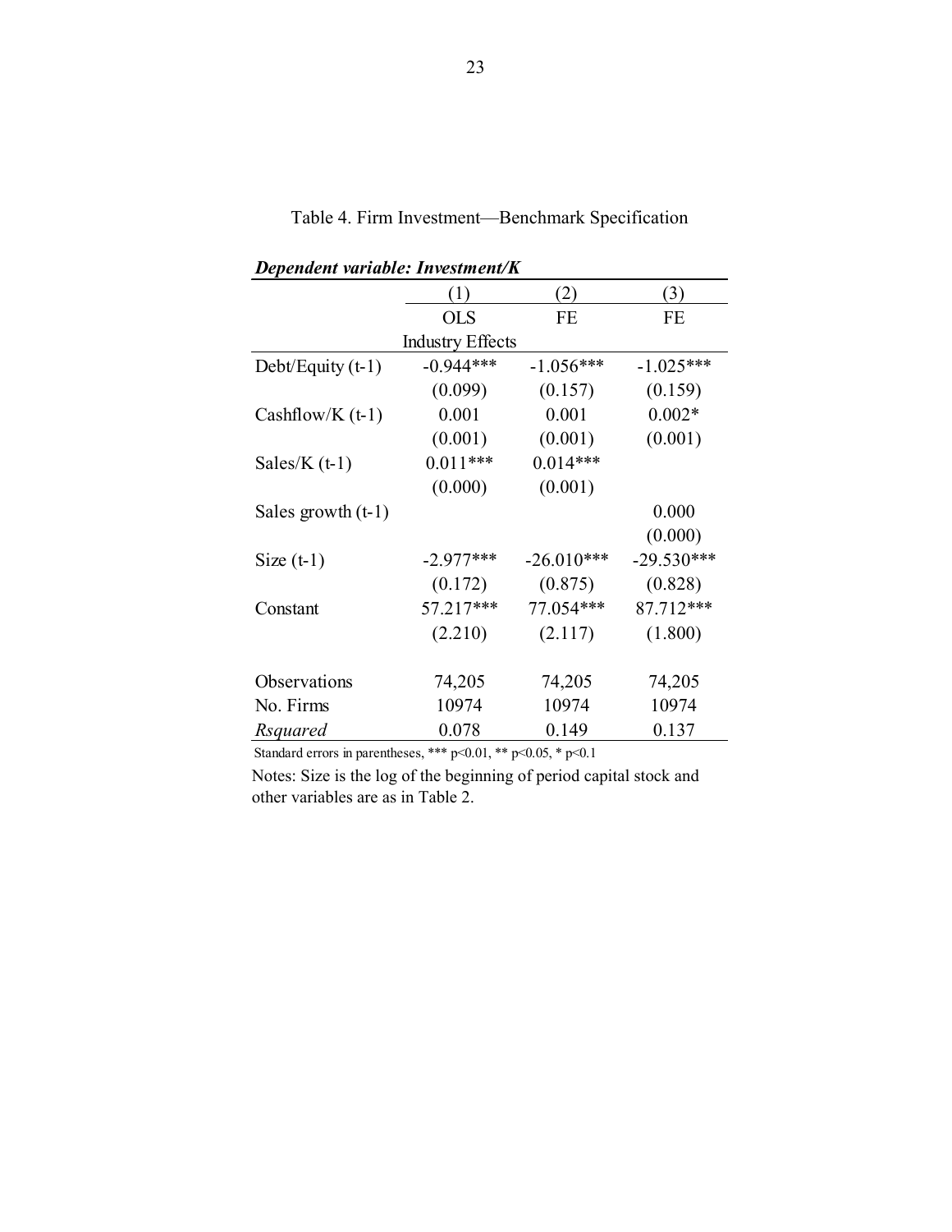Table 4. Firm Investment—Benchmark Specification

***Dependent variable: Investment/K***

| | (1) | (2) | (3) |
|---|---|---|---|
| | OLS | FE | FE |
| | Industry Effects | | |
| Debt/Equity (t-1) | -0.944*** | -1.056*** | -1.025*** |
| | (0.099) | (0.157) | (0.159) |
| Cashflow/K (t-1) | 0.001 | 0.001 | 0.002* |
| | (0.001) | (0.001) | (0.001) |
| Sales/K (t-1) | 0.011*** | 0.014*** | |
| | (0.000) | (0.001) | |
| Sales growth (t-1) | | | 0.000 |
| | | | (0.000) |
| Size (t-1) | -2.977*** | -26.010*** | -29.530*** |
| | (0.172) | (0.875) | (0.828) |
| Constant | 57.217*** | 77.054*** | 87.712*** |
| | (2.210) | (2.117) | (1.800) |
| | | | |
| Observations | 74,205 | 74,205 | 74,205 |
| No. Firms | 10974 | 10974 | 10974 |
| *Rsquared* | 0.078 | 0.149 | 0.137 |

Standard errors in parentheses, *** $p<0.01$, ** $p<0.05$, * $p<0.1$

Notes: Size is the log of the beginning of period capital stock and other variables are as in Table 2.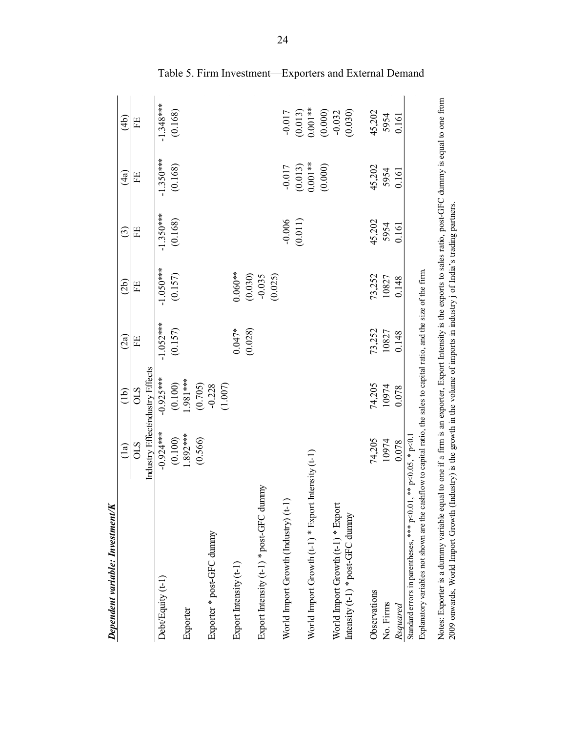# Table 5. Firm Investment—Exporters and External Demand

***Dependent variable: Investment/K***

| | (1a) | (1b) | (2a) | (2b) | (3) | (4a) | (4b) |
|---|---|---|---|---|---|---|---|
| | OLS | OLS | FE | FE | FE | FE | FE |
| | Industry Effects | Industry Effects | | | | | |
| Debt/Equity (t-1) | -0.924*** | -0.925*** | -1.052*** | -1.050*** | -1.350*** | -1.350*** | -1.348*** |
| | (0.100) | (0.100) | (0.157) | (0.157) | (0.168) | (0.168) | (0.168) |
| Exporter | 1.892*** | 1.981*** | | | | | |
| | (0.566) | (0.705) | | | | | |
| Exporter * post-GFC dummy | | -0.228 | | | | | |
| | | (1.007) | | | | | |
| Export Intensity (t-1) | | | 0.047* | 0.060** | | | |
| | | | (0.028) | (0.030) | | | |
| Export Intensity (t-1) * post-GFC dummy | | | | -0.035 | | | |
| | | | | (0.025) | | | |
| World Import Growth (Industry) (t-1) | | | | | -0.006 | -0.017 | -0.017 |
| | | | | | (0.011) | (0.013) | (0.013) |
| World Import Growth (t-1) * Export Intensity (t-1) | | | | | | 0.001** | 0.001** |
| | | | | | | (0.000) | (0.000) |
| World Import Growth (t-1) * Export Intensity (t-1) * post-GFC dummy | | | | | | | -0.032 |
| | | | | | | | (0.030) |
| Observations | 74,205 | 74,205 | 73,252 | 73,252 | 45,202 | 45,202 | 45,202 |
| No. Firms | 10974 | 10974 | 10827 | 10827 | 5954 | 5954 | 5954 |
| *Rsquared* | 0.078 | 0.078 | 0.148 | 0.148 | 0.161 | 0.161 | 0.161 |

Standard errors in parentheses, *** p<0.01, ** p<0.05, * p<0.1

Explanatory variables not shown are the cashflow to capital ratio, the sales to capital ratio, and the size of the firm.

Notes: Exporter is a dummy variable equal to one if a firm is an exporter, Export Intensity is the exports to sales ratio, post-GFC dummy is equal to one from 2009 onwards, World Import Growth (Industry) is the growth in the volume of imports in industry j of India's trading partners.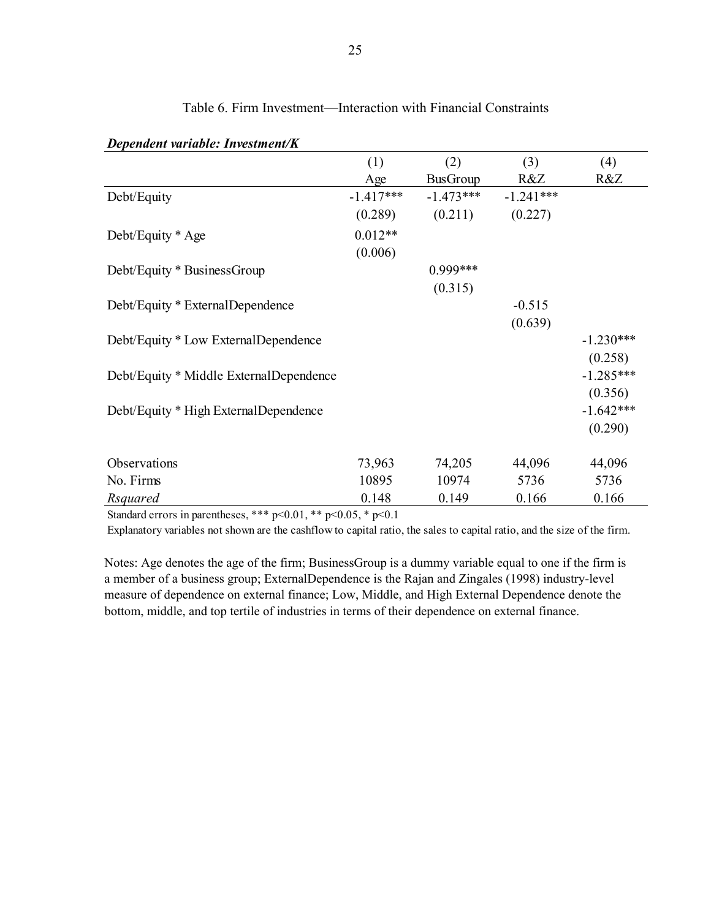Table 6. Firm Investment—Interaction with Financial Constraints

***Dependent variable: Investment/K***

| | (1) | (2) | (3) | (4) |
|---|---|---|---|---|
| | Age | BusGroup | R&Z | R&Z |
| Debt/Equity | -1.417*** | -1.473*** | -1.241*** | |
| | (0.289) | (0.211) | (0.227) | |
| Debt/Equity * Age | 0.012** | | | |
| | (0.006) | | | |
| Debt/Equity * BusinessGroup | | 0.999*** | | |
| | | (0.315) | | |
| Debt/Equity * ExternalDependence | | | -0.515 | |
| | | | (0.639) | |
| Debt/Equity * Low ExternalDependence | | | | -1.230*** |
| | | | | (0.258) |
| Debt/Equity * Middle ExternalDependence | | | | -1.285*** |
| | | | | (0.356) |
| Debt/Equity * High ExternalDependence | | | | -1.642*** |
| | | | | (0.290) |
| Observations | 73,963 | 74,205 | 44,096 | 44,096 |
| No. Firms | 10895 | 10974 | 5736 | 5736 |
| *Rsquared* | 0.148 | 0.149 | 0.166 | 0.166 |

Standard errors in parentheses, *** p<0.01, ** p<0.05, * p<0.1

Explanatory variables not shown are the cashflow to capital ratio, the sales to capital ratio, and the size of the firm.

Notes: Age denotes the age of the firm; BusinessGroup is a dummy variable equal to one if the firm is a member of a business group; ExternalDependence is the Rajan and Zingales (1998) industry-level measure of dependence on external finance; Low, Middle, and High External Dependence denote the bottom, middle, and top tertile of industries in terms of their dependence on external finance.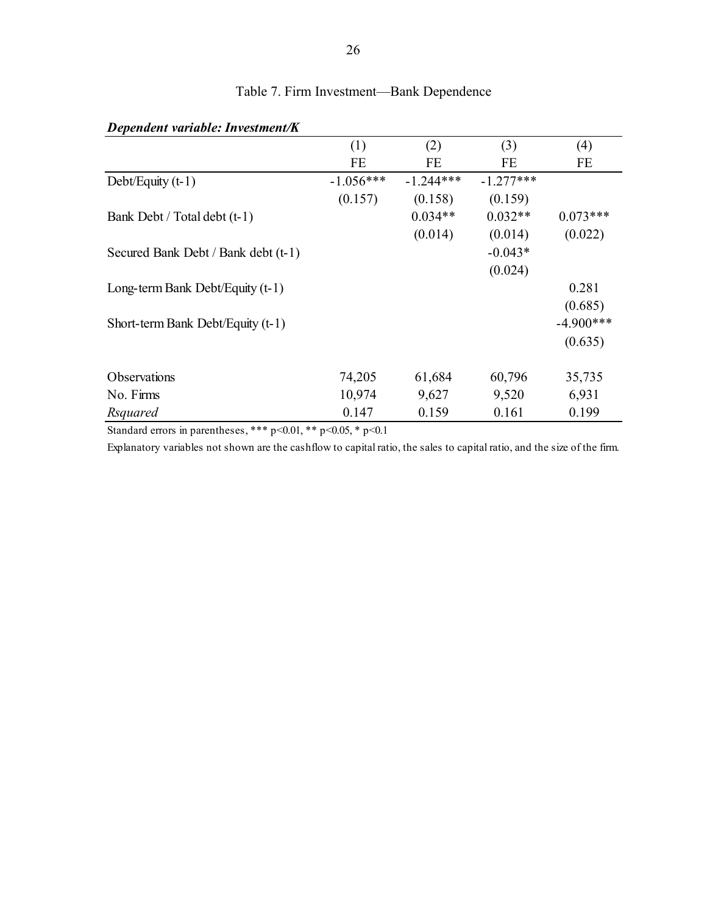## Table 7. Firm Investment—Bank Dependence

***Dependent variable: Investment/K***

| | (1) | (2) | (3) | (4) |
|---|---|---|---|---|
| | FE | FE | FE | FE |
| Debt/Equity (t-1) | -1.056*** | -1.244*** | -1.277*** | |
| | (0.157) | (0.158) | (0.159) | |
| Bank Debt / Total debt (t-1) | | 0.034** | 0.032** | 0.073*** |
| | | (0.014) | (0.014) | (0.022) |
| Secured Bank Debt / Bank debt (t-1) | | | -0.043* | |
| | | | (0.024) | |
| Long-term Bank Debt/Equity (t-1) | | | | 0.281 |
| | | | | (0.685) |
| Short-term Bank Debt/Equity (t-1) | | | | -4.900*** |
| | | | | (0.635) |
| Observations | 74,205 | 61,684 | 60,796 | 35,735 |
| No. Firms | 10,974 | 9,627 | 9,520 | 6,931 |
| *Rsquared* | 0.147 | 0.159 | 0.161 | 0.199 |

Standard errors in parentheses, *** p<0.01, ** p<0.05, * p<0.1

Explanatory variables not shown are the cashflow to capital ratio, the sales to capital ratio, and the size of the firm.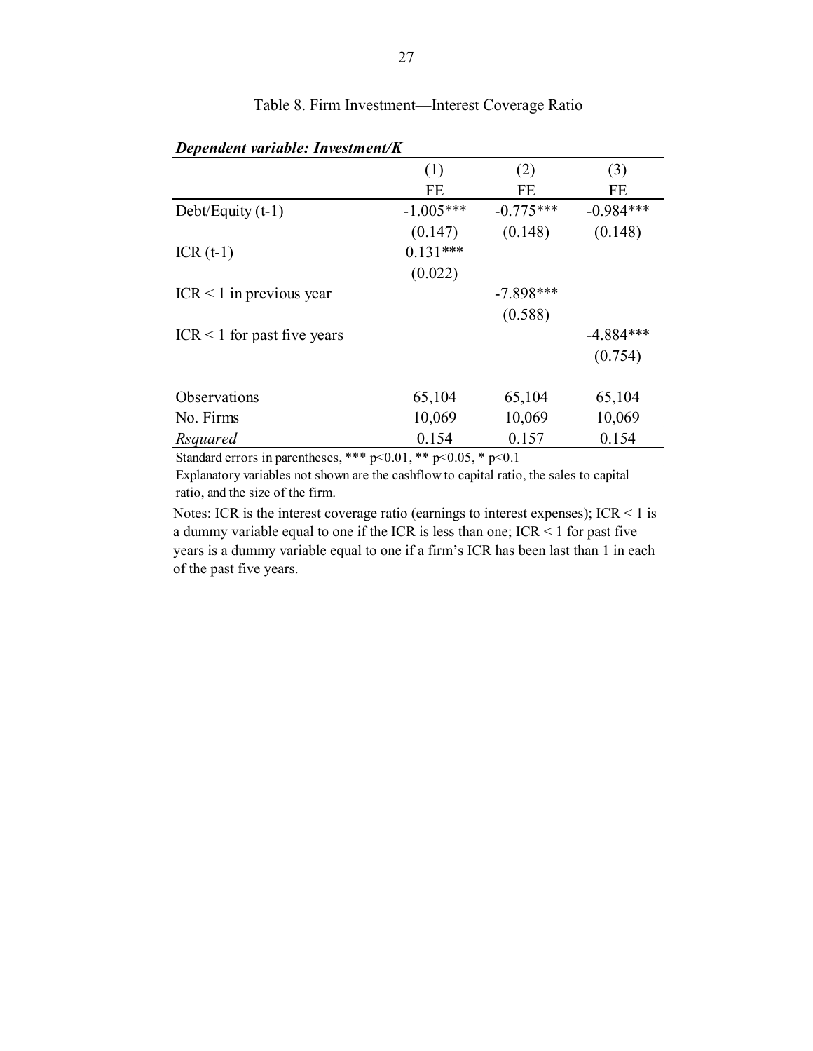Table 8. Firm Investment—Interest Coverage Ratio

***Dependent variable: Investment/K***

| | (1) | (2) | (3) |
|---|---|---|---|
| | FE | FE | FE |
| Debt/Equity (t-1) | -1.005*** | -0.775*** | -0.984*** |
| | (0.147) | (0.148) | (0.148) |
| ICR (t-1) | 0.131*** | | |
| | (0.022) | | |
| ICR < 1 in previous year | | -7.898*** | |
| | | (0.588) | |
| ICR < 1 for past five years | | | -4.884*** |
| | | | (0.754) |
| Observations | 65,104 | 65,104 | 65,104 |
| No. Firms | 10,069 | 10,069 | 10,069 |
| *Rsquared* | 0.154 | 0.157 | 0.154 |

Standard errors in parentheses, *** p<0.01, ** p<0.05, * p<0.1

Explanatory variables not shown are the cashflow to capital ratio, the sales to capital ratio, and the size of the firm.

Notes: ICR is the interest coverage ratio (earnings to interest expenses); ICR < 1 is a dummy variable equal to one if the ICR is less than one; ICR < 1 for past five years is a dummy variable equal to one if a firm's ICR has been last than 1 in each of the past five years.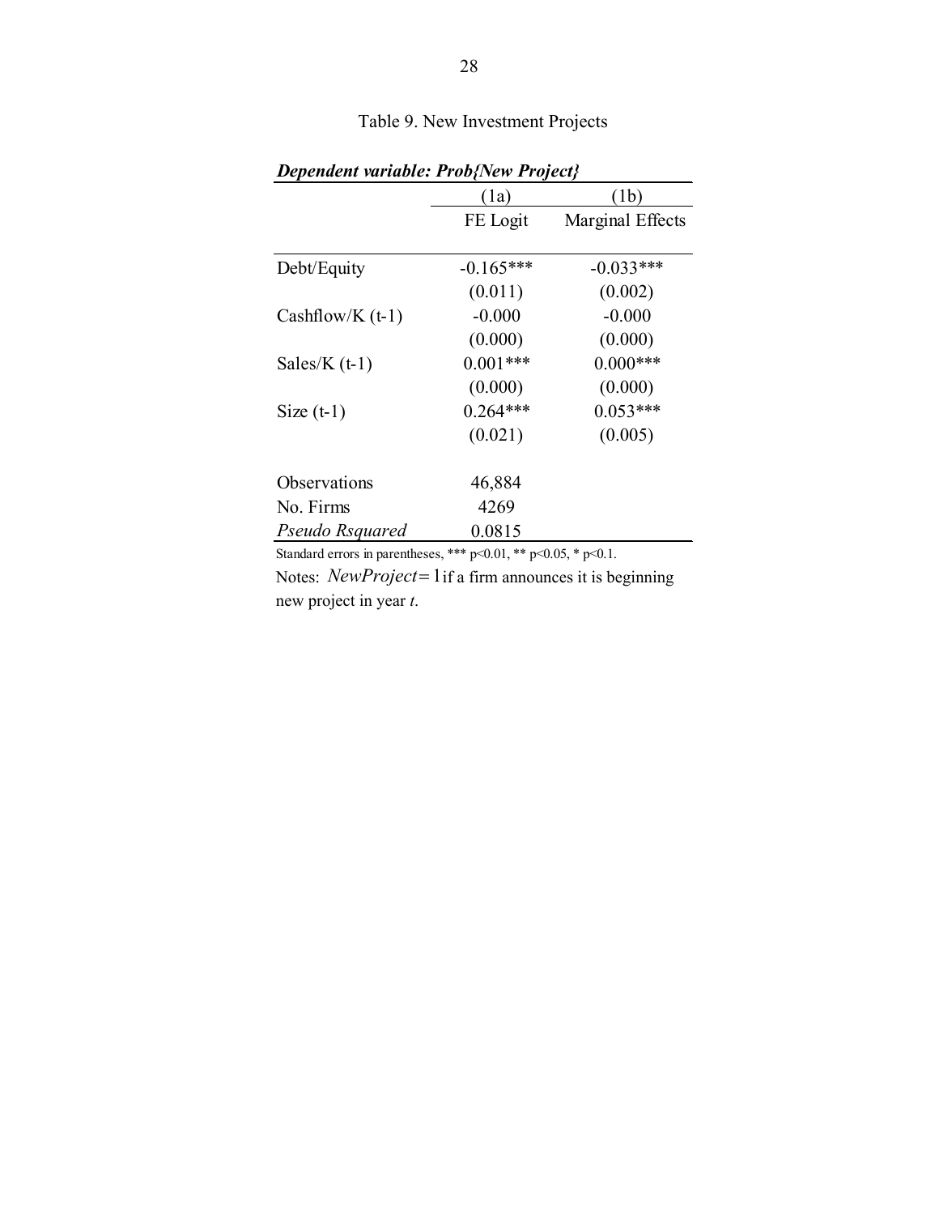Table 9. New Investment Projects

| ***Dependent variable: Prob{New Project}*** | (1a) | (1b) |
|---|---|---|
| | FE Logit | Marginal Effects |
| Debt/Equity | -0.165*** | -0.033*** |
| | (0.011) | (0.002) |
| Cashflow/K (t-1) | -0.000 | -0.000 |
| | (0.000) | (0.000) |
| Sales/K (t-1) | 0.001*** | 0.000*** |
| | (0.000) | (0.000) |
| Size (t-1) | 0.264*** | 0.053*** |
| | (0.021) | (0.005) |
| Observations | 46,884 | |
| No. Firms | 4269 | |
| *Pseudo Rsquared* | 0.0815 | |

Standard errors in parentheses, *** $p<0.01$, ** $p<0.05$, * $p<0.1$.

Notes: $NewProject = 1$ if a firm announces it is beginning new project in year *t*.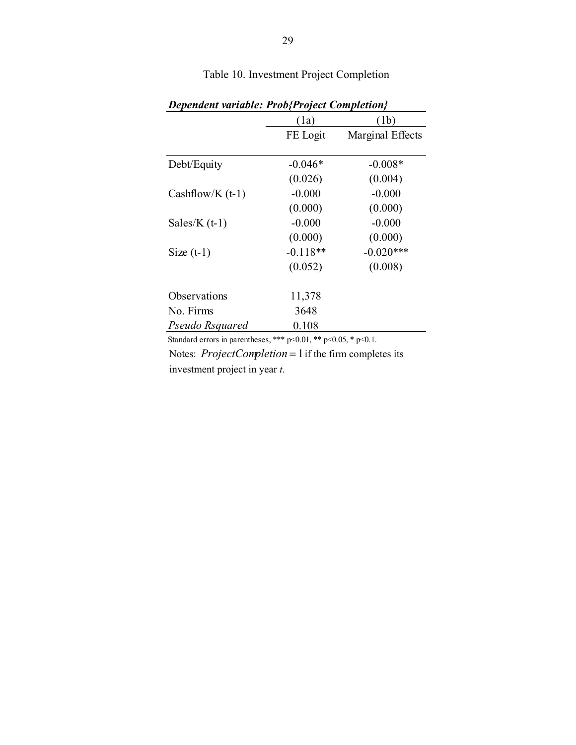Table 10. Investment Project Completion

***Dependent variable: Prob{Project Completion}***

| | (1a) | (1b) |
|---|---|---|
| | FE Logit | Marginal Effects |
| Debt/Equity | -0.046* | -0.008* |
| | (0.026) | (0.004) |
| Cashflow/K (t-1) | -0.000 | -0.000 |
| | (0.000) | (0.000) |
| Sales/K (t-1) | -0.000 | -0.000 |
| | (0.000) | (0.000) |
| Size (t-1) | -0.118** | -0.020*** |
| | (0.052) | (0.008) |
| Observations | 11,378 | |
| No. Firms | 3648 | |
| *Pseudo Rsquared* | 0.108 | |

Standard errors in parentheses, *** p<0.01, ** p<0.05, * p<0.1.

Notes: $ProjectCompletion = 1$ if the firm completes its investment project in year *t*.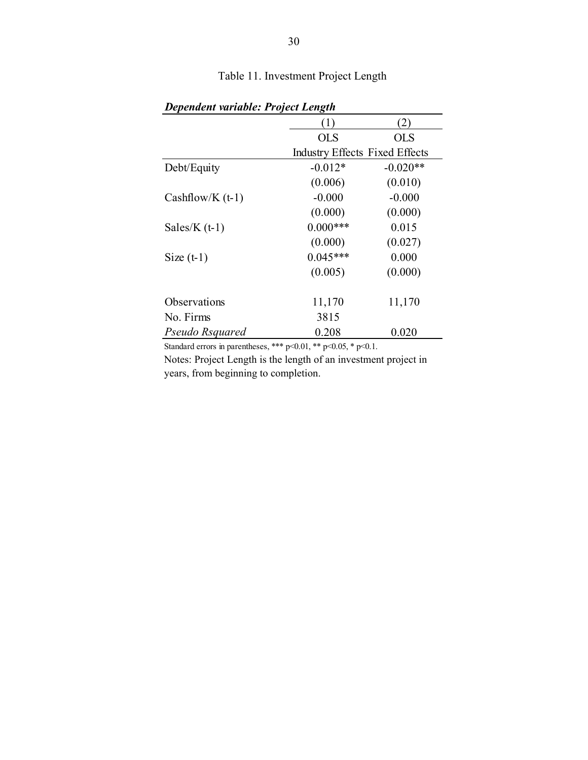Table 11. Investment Project Length

| *Dependent variable: Project Length* | | |
|---|---|---|
| | (1) | (2) |
| | OLS | OLS |
| | Industry Effects | Fixed Effects |
| Debt/Equity | -0.012* | -0.020** |
| | (0.006) | (0.010) |
| Cashflow/K (t-1) | -0.000 | -0.000 |
| | (0.000) | (0.000) |
| Sales/K (t-1) | 0.000*** | 0.015 |
| | (0.000) | (0.027) |
| Size (t-1) | 0.045*** | 0.000 |
| | (0.005) | (0.000) |
| Observations | 11,170 | 11,170 |
| No. Firms | 3815 | |
| *Pseudo Rsquared* | 0.208 | 0.020 |

Standard errors in parentheses, *** $p<0.01$, ** $p<0.05$, * $p<0.1$.

Notes: Project Length is the length of an investment project in years, from beginning to completion.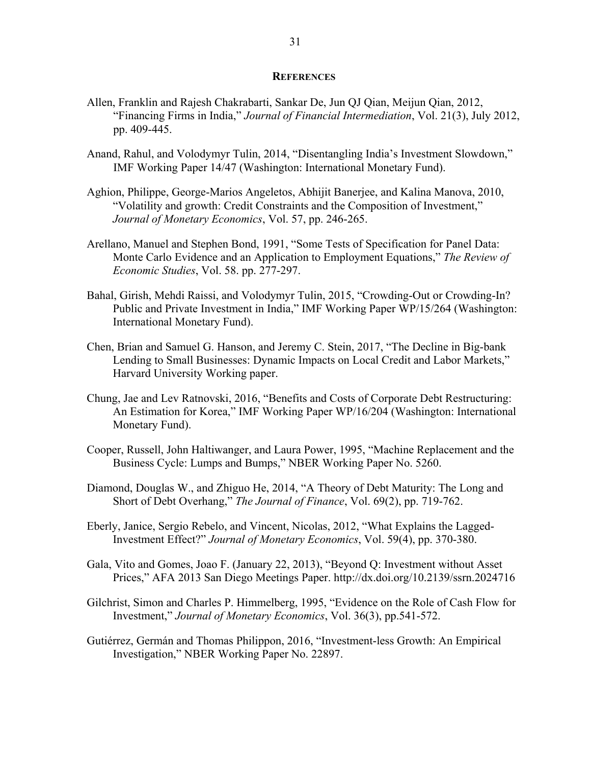## REFERENCES

Allen, Franklin and Rajesh Chakrabarti, Sankar De, Jun QJ Qian, Meijun Qian, 2012, "Financing Firms in India," *Journal of Financial Intermediation*, Vol. 21(3), July 2012, pp. 409-445.

Anand, Rahul, and Volodymyr Tulin, 2014, "Disentangling India's Investment Slowdown," IMF Working Paper 14/47 (Washington: International Monetary Fund).

Aghion, Philippe, George-Marios Angeletos, Abhijit Banerjee, and Kalina Manova, 2010, "Volatility and growth: Credit Constraints and the Composition of Investment," *Journal of Monetary Economics*, Vol. 57, pp. 246-265.

Arellano, Manuel and Stephen Bond, 1991, "Some Tests of Specification for Panel Data: Monte Carlo Evidence and an Application to Employment Equations," *The Review of Economic Studies*, Vol. 58. pp. 277-297.

Bahal, Girish, Mehdi Raissi, and Volodymyr Tulin, 2015, "Crowding-Out or Crowding-In? Public and Private Investment in India," IMF Working Paper WP/15/264 (Washington: International Monetary Fund).

Chen, Brian and Samuel G. Hanson, and Jeremy C. Stein, 2017, "The Decline in Big-bank Lending to Small Businesses: Dynamic Impacts on Local Credit and Labor Markets," Harvard University Working paper.

Chung, Jae and Lev Ratnovski, 2016, "Benefits and Costs of Corporate Debt Restructuring: An Estimation for Korea," IMF Working Paper WP/16/204 (Washington: International Monetary Fund).

Cooper, Russell, John Haltiwanger, and Laura Power, 1995, "Machine Replacement and the Business Cycle: Lumps and Bumps," NBER Working Paper No. 5260.

Diamond, Douglas W., and Zhiguo He, 2014, "A Theory of Debt Maturity: The Long and Short of Debt Overhang," *The Journal of Finance*, Vol. 69(2), pp. 719-762.

Eberly, Janice, Sergio Rebelo, and Vincent, Nicolas, 2012, "What Explains the Lagged-Investment Effect?" *Journal of Monetary Economics*, Vol. 59(4), pp. 370-380.

Gala, Vito and Gomes, Joao F. (January 22, 2013), "Beyond Q: Investment without Asset Prices," AFA 2013 San Diego Meetings Paper. http://dx.doi.org/10.2139/ssrn.2024716

Gilchrist, Simon and Charles P. Himmelberg, 1995, "Evidence on the Role of Cash Flow for Investment," *Journal of Monetary Economics*, Vol. 36(3), pp.541-572.

Gutiérrez, Germán and Thomas Philippon, 2016, "Investment-less Growth: An Empirical Investigation," NBER Working Paper No. 22897.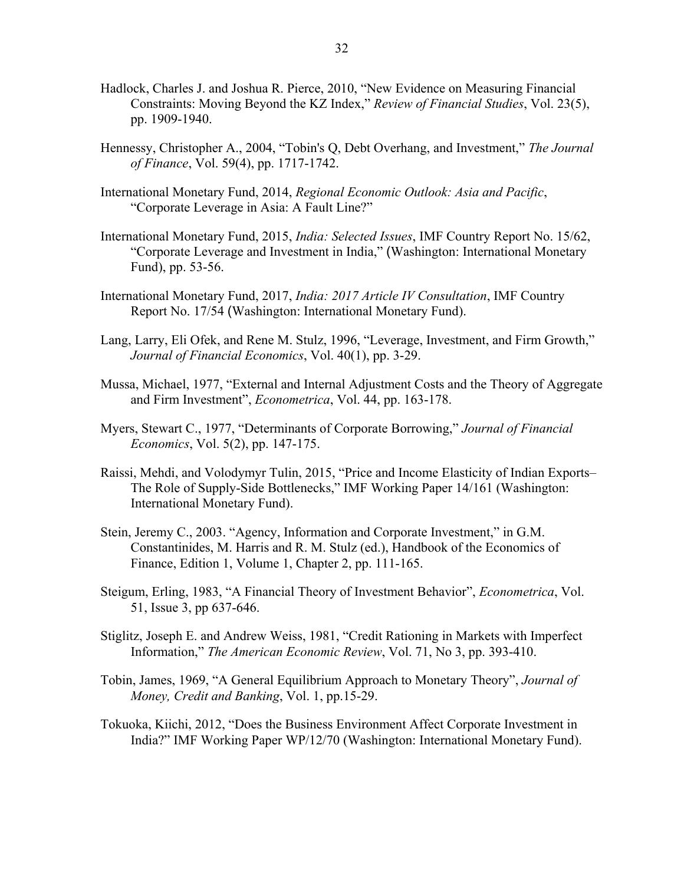Hadlock, Charles J. and Joshua R. Pierce, 2010, "New Evidence on Measuring Financial Constraints: Moving Beyond the KZ Index," *Review of Financial Studies*, Vol. 23(5), pp. 1909-1940.

Hennessy, Christopher A., 2004, "Tobin's Q, Debt Overhang, and Investment," *The Journal of Finance*, Vol. 59(4), pp. 1717-1742.

International Monetary Fund, 2014, *Regional Economic Outlook: Asia and Pacific*, "Corporate Leverage in Asia: A Fault Line?"

International Monetary Fund, 2015, *India: Selected Issues*, IMF Country Report No. 15/62, "Corporate Leverage and Investment in India," (Washington: International Monetary Fund), pp. 53-56.

International Monetary Fund, 2017, *India: 2017 Article IV Consultation*, IMF Country Report No. 17/54 (Washington: International Monetary Fund).

Lang, Larry, Eli Ofek, and Rene M. Stulz, 1996, "Leverage, Investment, and Firm Growth," *Journal of Financial Economics*, Vol. 40(1), pp. 3-29.

Mussa, Michael, 1977, "External and Internal Adjustment Costs and the Theory of Aggregate and Firm Investment", *Econometrica*, Vol. 44, pp. 163-178.

Myers, Stewart C., 1977, "Determinants of Corporate Borrowing," *Journal of Financial Economics*, Vol. 5(2), pp. 147-175.

Raissi, Mehdi, and Volodymyr Tulin, 2015, "Price and Income Elasticity of Indian Exports– The Role of Supply-Side Bottlenecks," IMF Working Paper 14/161 (Washington: International Monetary Fund).

Stein, Jeremy C., 2003. "Agency, Information and Corporate Investment," in G.M. Constantinides, M. Harris and R. M. Stulz (ed.), Handbook of the Economics of Finance, Edition 1, Volume 1, Chapter 2, pp. 111-165.

Steigum, Erling, 1983, "A Financial Theory of Investment Behavior", *Econometrica*, Vol. 51, Issue 3, pp 637-646.

Stiglitz, Joseph E. and Andrew Weiss, 1981, "Credit Rationing in Markets with Imperfect Information," *The American Economic Review*, Vol. 71, No 3, pp. 393-410.

Tobin, James, 1969, "A General Equilibrium Approach to Monetary Theory", *Journal of Money, Credit and Banking*, Vol. 1, pp.15-29.

Tokuoka, Kiichi, 2012, "Does the Business Environment Affect Corporate Investment in India?" IMF Working Paper WP/12/70 (Washington: International Monetary Fund).